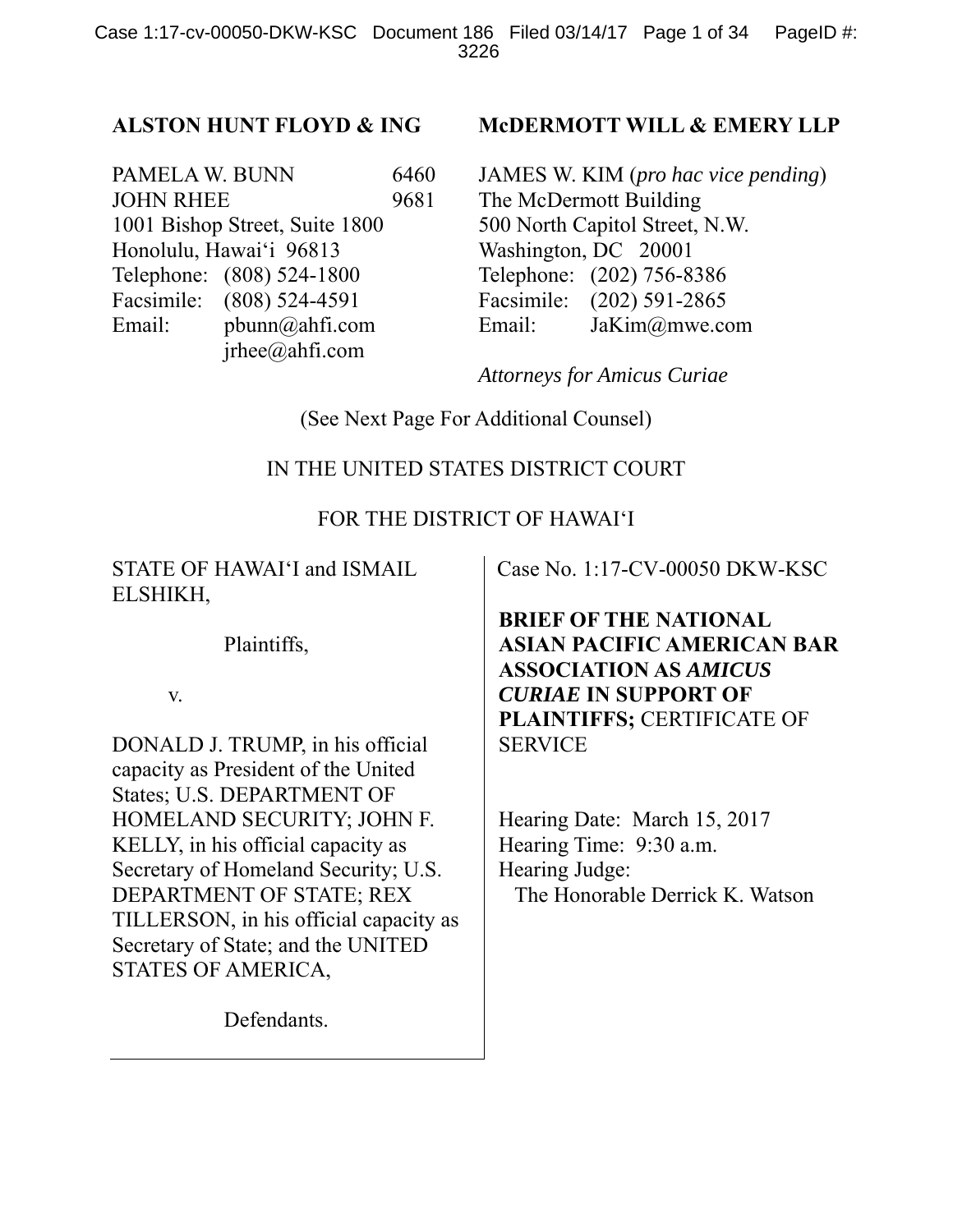**ALSTON HUNT FLOYD & ING**

PAMELA W. BUNN 6460
JOHN RHEE 9681
1001 Bishop Street, Suite 1800
Honolulu, Hawai'i 96813
Telephone: (808) 524-1800
Facsimile: (808) 524-4591
Email: pbunn@ahfi.com
jrhee@ahfi.com

**McDERMOTT WILL & EMERY LLP**

JAMES W. KIM (*pro hac vice pending*)
The McDermott Building
500 North Capitol Street, N.W.
Washington, DC 20001
Telephone: (202) 756-8386
Facsimile: (202) 591-2865
Email: JaKim@mwe.com

*Attorneys for Amicus Curiae*

(See Next Page For Additional Counsel)

IN THE UNITED STATES DISTRICT COURT

FOR THE DISTRICT OF HAWAI'I

STATE OF HAWAI'I and ISMAIL ELSHIKH,

Plaintiffs,

v.

DONALD J. TRUMP, in his official capacity as President of the United States; U.S. DEPARTMENT OF HOMELAND SECURITY; JOHN F. KELLY, in his official capacity as Secretary of Homeland Security; U.S. DEPARTMENT OF STATE; REX TILLERSON, in his official capacity as Secretary of State; and the UNITED STATES OF AMERICA,

Defendants.

Case No. 1:17-CV-00050 DKW-KSC

**BRIEF OF THE NATIONAL ASIAN PACIFIC AMERICAN BAR ASSOCIATION AS *AMICUS CURIAE* IN SUPPORT OF PLAINTIFFS;** CERTIFICATE OF SERVICE

Hearing Date: March 15, 2017
Hearing Time: 9:30 a.m.
Hearing Judge:
The Honorable Derrick K. Watson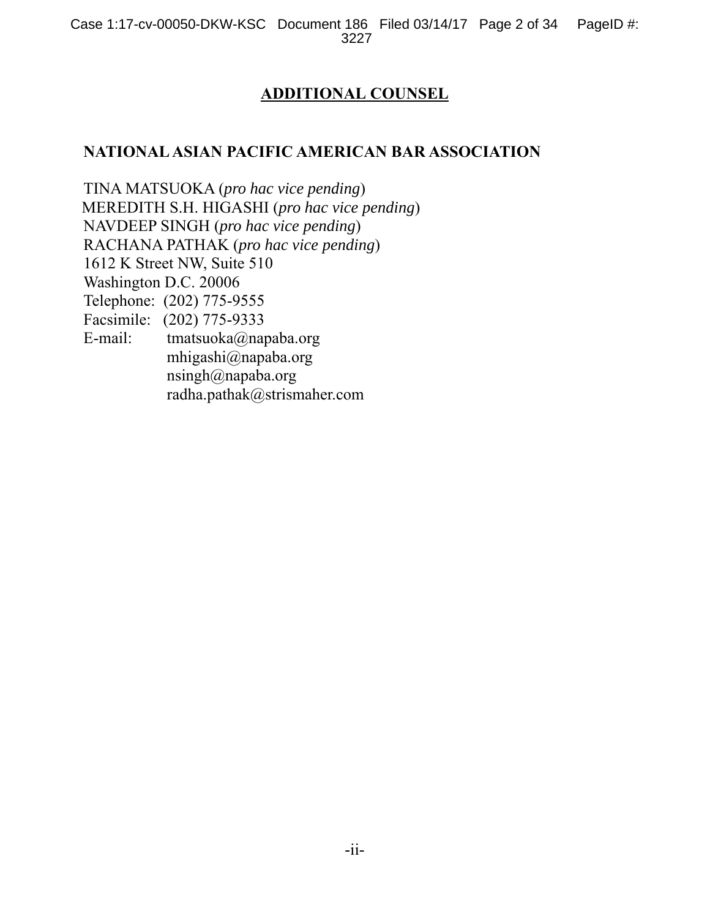# ADDITIONAL COUNSEL

**NATIONAL ASIAN PACIFIC AMERICAN BAR ASSOCIATION**

TINA MATSUOKA (*pro hac vice pending*)
MEREDITH S.H. HIGASHI (*pro hac vice pending*)
NAVDEEP SINGH (*pro hac vice pending*)
RACHANA PATHAK (*pro hac vice pending*)
1612 K Street NW, Suite 510
Washington D.C. 20006
Telephone: (202) 775-9555
Facsimile: (202) 775-9333
E-mail: tmatsuoka@napaba.org
mhigashi@napaba.org
nsingh@napaba.org
radha.pathak@strismaher.com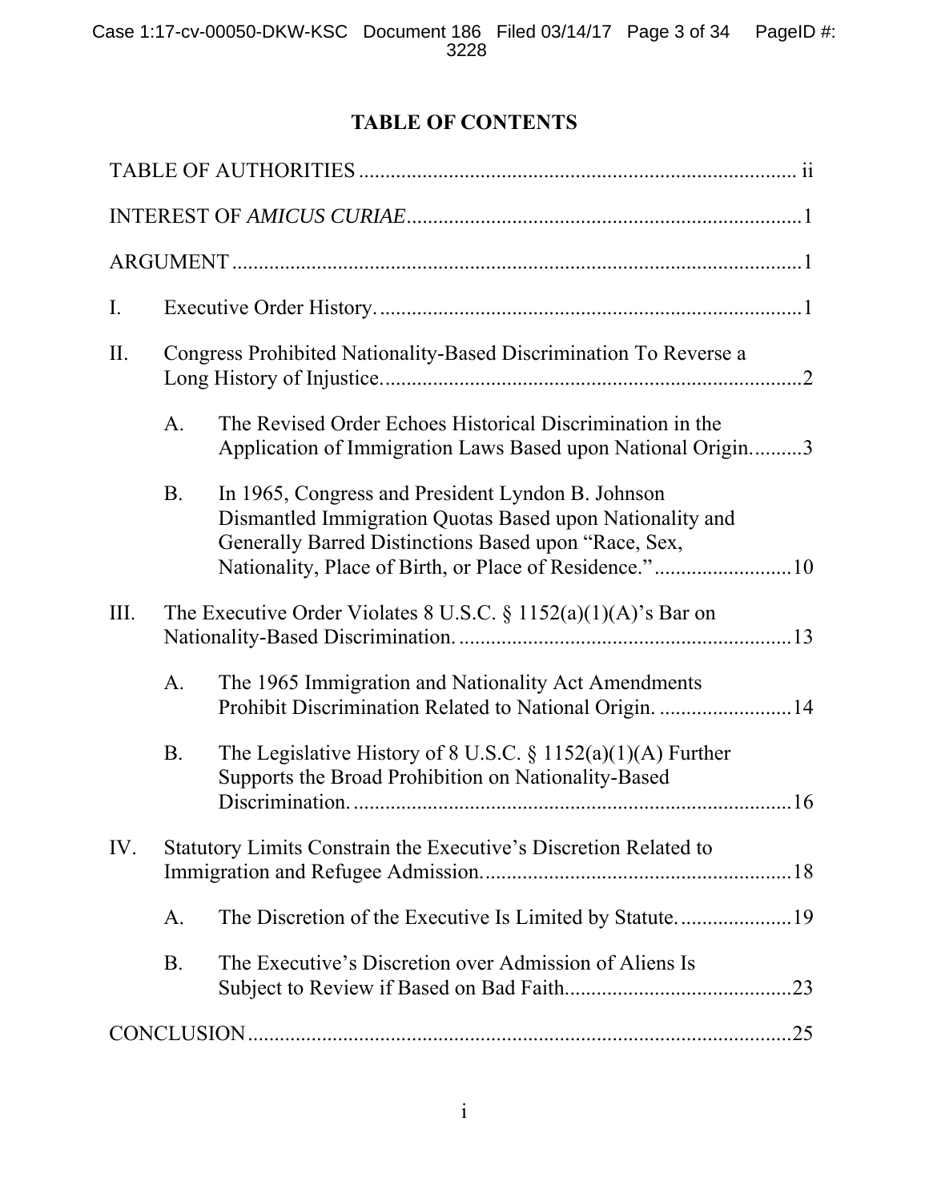# TABLE OF CONTENTS

TABLE OF AUTHORITIES ................................................................................... ii

INTEREST OF *AMICUS CURIAE*........................................................................1

ARGUMENT .........................................................................................................1

I. Executive Order History. ...............................................................................1

II. Congress Prohibited Nationality-Based Discrimination To Reverse a Long History of Injustice. ..............................................................................2

  A. The Revised Order Echoes Historical Discrimination in the Application of Immigration Laws Based upon National Origin..........3

  B. In 1965, Congress and President Lyndon B. Johnson Dismantled Immigration Quotas Based upon Nationality and Generally Barred Distinctions Based upon "Race, Sex, Nationality, Place of Birth, or Place of Residence.".........................10

III. The Executive Order Violates 8 U.S.C. § 1152(a)(1)(A)'s Bar on Nationality-Based Discrimination. ..............................................................13

  A. The 1965 Immigration and Nationality Act Amendments Prohibit Discrimination Related to National Origin. .........................14

  B. The Legislative History of 8 U.S.C. § 1152(a)(1)(A) Further Supports the Broad Prohibition on Nationality-Based Discrimination. .................................................................................16

IV. Statutory Limits Constrain the Executive's Discretion Related to Immigration and Refugee Admission..........................................................18

  A. The Discretion of the Executive Is Limited by Statute.....................19

  B. The Executive's Discretion over Admission of Aliens Is Subject to Review if Based on Bad Faith...........................................23

CONCLUSION ......................................................................................................25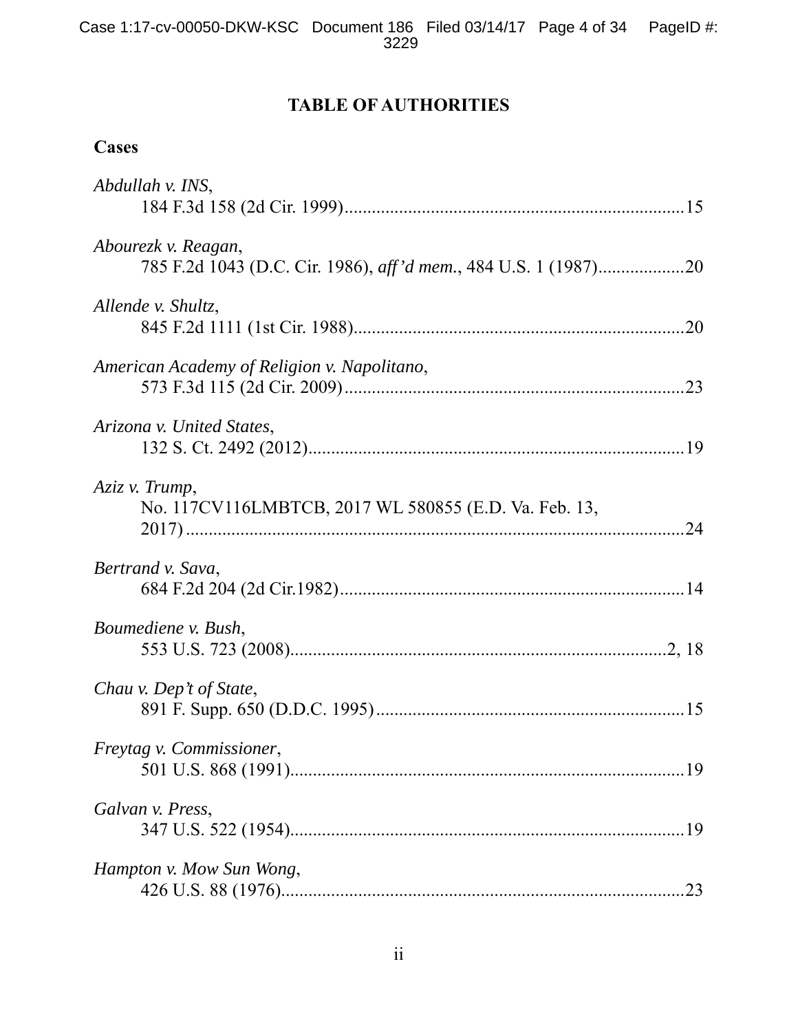# TABLE OF AUTHORITIES

## Cases

*Abdullah v. INS*,
184 F.3d 158 (2d Cir. 1999)..........................................................................15

*Abourezk v. Reagan*,
785 F.2d 1043 (D.C. Cir. 1986), *aff'd mem.*, 484 U.S. 1 (1987)..................20

*Allende v. Shultz*,
845 F.2d 1111 (1st Cir. 1988)........................................................................20

*American Academy of Religion v. Napolitano*,
573 F.3d 115 (2d Cir. 2009)..........................................................................23

*Arizona v. United States*,
132 S. Ct. 2492 (2012)..................................................................................19

*Aziz v. Trump*,
No. 117CV116LMBTCB, 2017 WL 580855 (E.D. Va. Feb. 13, 2017)............................................................................................24

*Bertrand v. Sava*,
684 F.2d 204 (2d Cir.1982)...........................................................................14

*Boumediene v. Bush*,
553 U.S. 723 (2008)...................................................................................2, 18

*Chau v. Dep't of State*,
891 F. Supp. 650 (D.D.C. 1995)...................................................................15

*Freytag v. Commissioner*,
501 U.S. 868 (1991)......................................................................................19

*Galvan v. Press*,
347 U.S. 522 (1954)......................................................................................19

*Hampton v. Mow Sun Wong*,
426 U.S. 88 (1976)........................................................................................23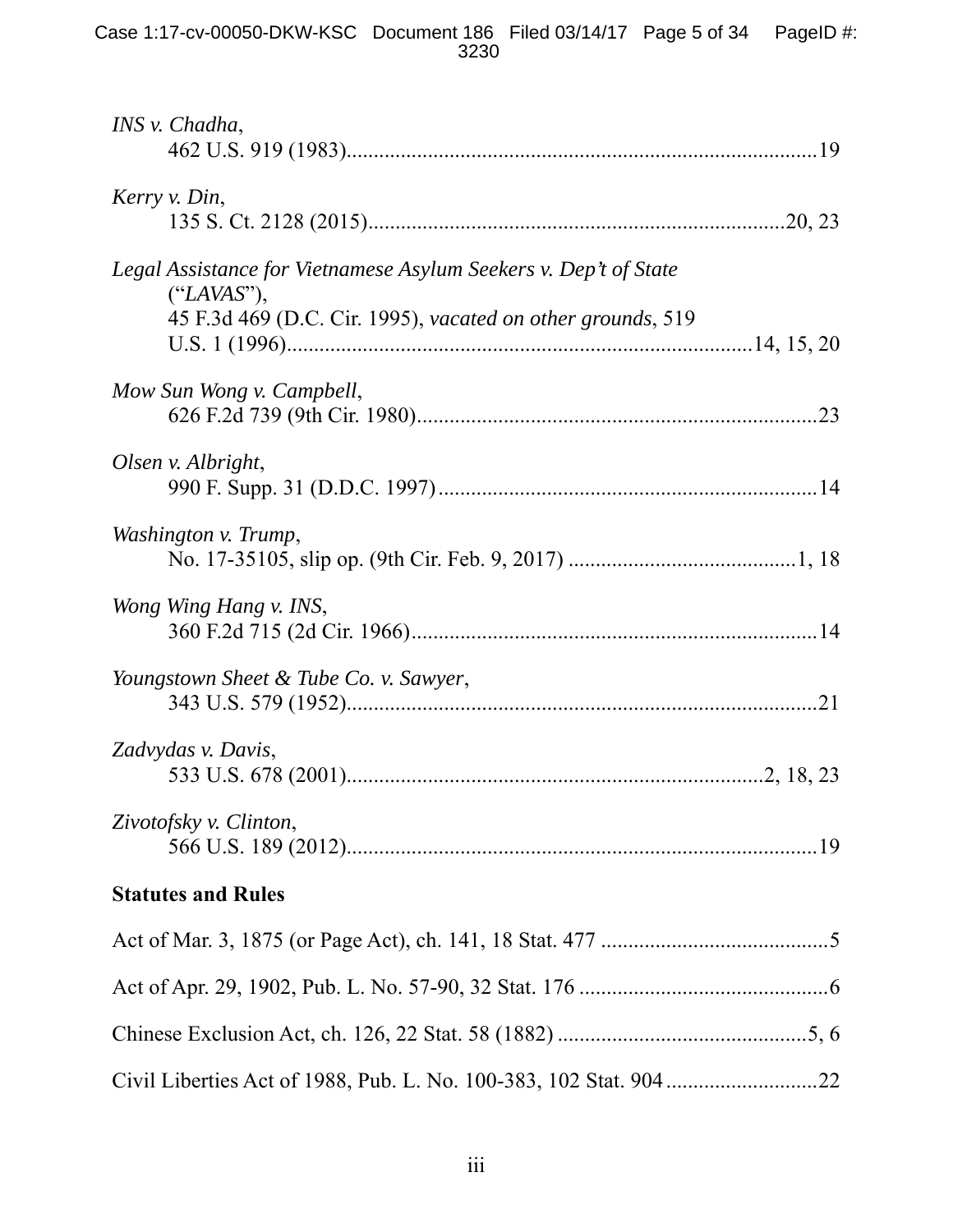*INS v. Chadha*,
462 U.S. 919 (1983)......................................................................................19

*Kerry v. Din*,
135 S. Ct. 2128 (2015)............................................................................20, 23

*Legal Assistance for Vietnamese Asylum Seekers v. Dep't of State* ("*LAVAS*"),
45 F.3d 469 (D.C. Cir. 1995), *vacated on other grounds*, 519 U.S. 1 (1996)..................................................................................14, 15, 20

*Mow Sun Wong v. Campbell*,
626 F.2d 739 (9th Cir. 1980).........................................................................23

*Olsen v. Albright*,
990 F. Supp. 31 (D.D.C. 1997)......................................................................14

*Washington v. Trump*,
No. 17-35105, slip op. (9th Cir. Feb. 9, 2017) ..........................................1, 18

*Wong Wing Hang v. INS*,
360 F.2d 715 (2d Cir. 1966)...........................................................................14

*Youngstown Sheet & Tube Co. v. Sawyer*,
343 U.S. 579 (1952).......................................................................................21

*Zadvydas v. Davis*,
533 U.S. 678 (2001)...........................................................................2, 18, 23

*Zivotofsky v. Clinton*,
566 U.S. 189 (2012).......................................................................................19

**Statutes and Rules**

Act of Mar. 3, 1875 (or Page Act), ch. 141, 18 Stat. 477 ..........................................5

Act of Apr. 29, 1902, Pub. L. No. 57-90, 32 Stat. 176 ..............................................6

Chinese Exclusion Act, ch. 126, 22 Stat. 58 (1882) ...............................................5, 6

Civil Liberties Act of 1988, Pub. L. No. 100-383, 102 Stat. 904 ............................22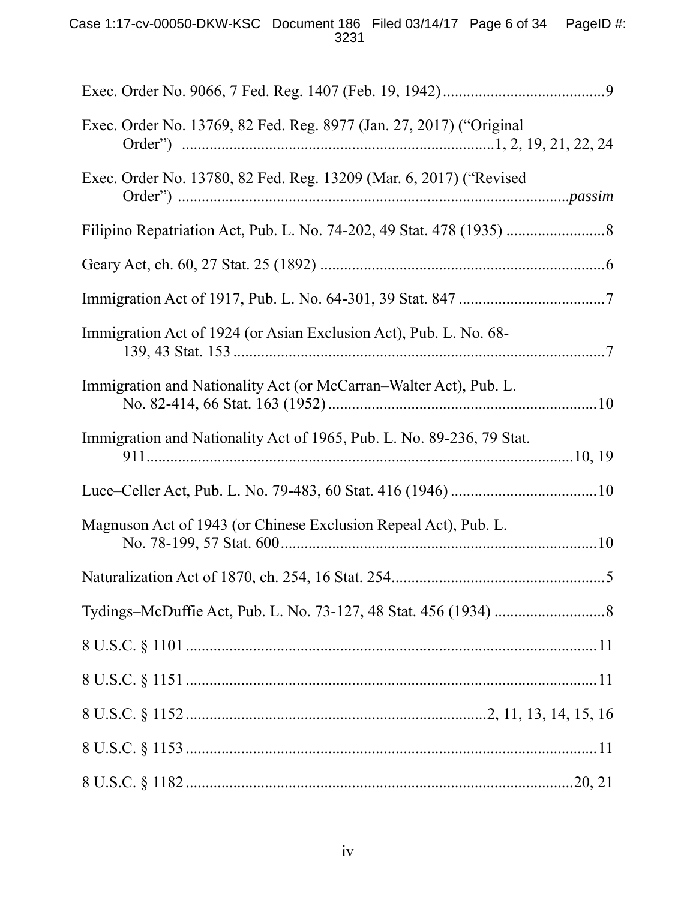Exec. Order No. 9066, 7 Fed. Reg. 1407 (Feb. 19, 1942) .........................................9

Exec. Order No. 13769, 82 Fed. Reg. 8977 (Jan. 27, 2017) ("Original Order") ..............................................................................1, 2, 19, 21, 22, 24

Exec. Order No. 13780, 82 Fed. Reg. 13209 (Mar. 6, 2017) ("Revised Order") ...................................................................................................*passim*

Filipino Repatriation Act, Pub. L. No. 74-202, 49 Stat. 478 (1935) .........................8

Geary Act, ch. 60, 27 Stat. 25 (1892) .......................................................................6

Immigration Act of 1917, Pub. L. No. 64-301, 39 Stat. 847 .....................................7

Immigration Act of 1924 (or Asian Exclusion Act), Pub. L. No. 68-139, 43 Stat. 153 ...........................................................................................7

Immigration and Nationality Act (or McCarran–Walter Act), Pub. L. No. 82-414, 66 Stat. 163 (1952) ...................................................................10

Immigration and Nationality Act of 1965, Pub. L. No. 89-236, 79 Stat. 911...........................................................................................................10, 19

Luce–Celler Act, Pub. L. No. 79-483, 60 Stat. 416 (1946) .....................................10

Magnuson Act of 1943 (or Chinese Exclusion Repeal Act), Pub. L. No. 78-199, 57 Stat. 600................................................................................10

Naturalization Act of 1870, ch. 254, 16 Stat. 254......................................................5

Tydings–McDuffie Act, Pub. L. No. 73-127, 48 Stat. 456 (1934) ............................8

8 U.S.C. § 1101 .......................................................................................................11

8 U.S.C. § 1151 .......................................................................................................11

8 U.S.C. § 1152 .........................................................................2, 11, 13, 14, 15, 16

8 U.S.C. § 1153 .......................................................................................................11

8 U.S.C. § 1182 ...................................................................................................20, 21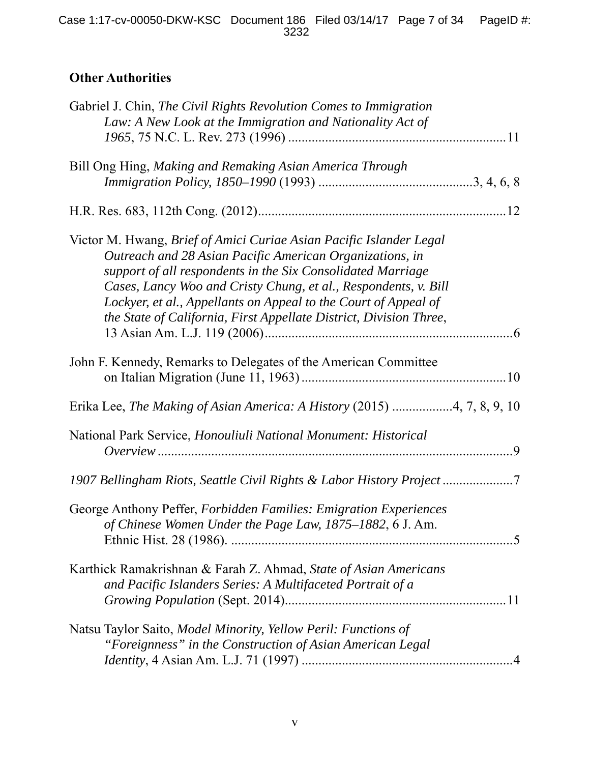**Other Authorities**

Gabriel J. Chin, *The Civil Rights Revolution Comes to Immigration Law: A New Look at the Immigration and Nationality Act of 1965*, 75 N.C. L. Rev. 273 (1996) ................................................................11

Bill Ong Hing, *Making and Remaking Asian America Through Immigration Policy, 1850–1990* (1993) .............................................3, 4, 6, 8

H.R. Res. 683, 112th Cong. (2012)........................................................................12

Victor M. Hwang, *Brief of Amici Curiae Asian Pacific Islander Legal Outreach and 28 Asian Pacific American Organizations, in support of all respondents in the Six Consolidated Marriage Cases, Lancy Woo and Cristy Chung, et al., Respondents, v. Bill Lockyer, et al., Appellants on Appeal to the Court of Appeal of the State of California, First Appellate District, Division Three*, 13 Asian Am. L.J. 119 (2006)..........................................................................6

John F. Kennedy, Remarks to Delegates of the American Committee on Italian Migration (June 11, 1963) .............................................................10

Erika Lee, *The Making of Asian America: A History* (2015) .................4, 7, 8, 9, 10

National Park Service, *Honouliuli National Monument: Historical Overview* ..........................................................................................................9

*1907 Bellingham Riots, Seattle Civil Rights & Labor History Project* .....................7

George Anthony Peffer, *Forbidden Families: Emigration Experiences of Chinese Women Under the Page Law, 1875–1882*, 6 J. Am. Ethnic Hist. 28 (1986). .....................................................................................5

Karthick Ramakrishnan & Farah Z. Ahmad, *State of Asian Americans and Pacific Islanders Series: A Multifaceted Portrait of a Growing Population* (Sept. 2014).................................................................11

Natsu Taylor Saito, *Model Minority, Yellow Peril: Functions of "Foreignness" in the Construction of Asian American Legal Identity*, 4 Asian Am. L.J. 71 (1997) ..............................................................4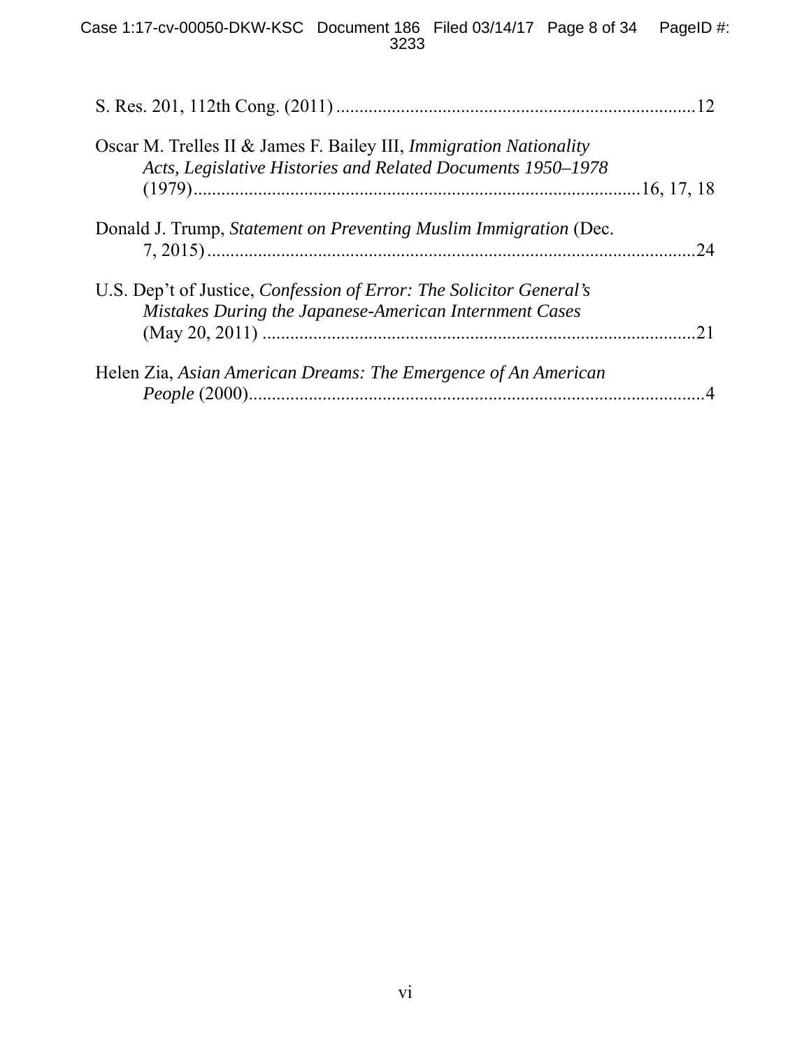S. Res. 201, 112th Cong. (2011) ............................................................................12

Oscar M. Trelles II & James F. Bailey III, *Immigration Nationality Acts, Legislative Histories and Related Documents 1950–1978* (1979)...............................................................................................16, 17, 18

Donald J. Trump, *Statement on Preventing Muslim Immigration* (Dec. 7, 2015).........................................................................................................24

U.S. Dep't of Justice, *Confession of Error: The Solicitor General's Mistakes During the Japanese-American Internment Cases* (May 20, 2011) .............................................................................................21

Helen Zia, *Asian American Dreams: The Emergence of An American People* (2000)...................................................................................................4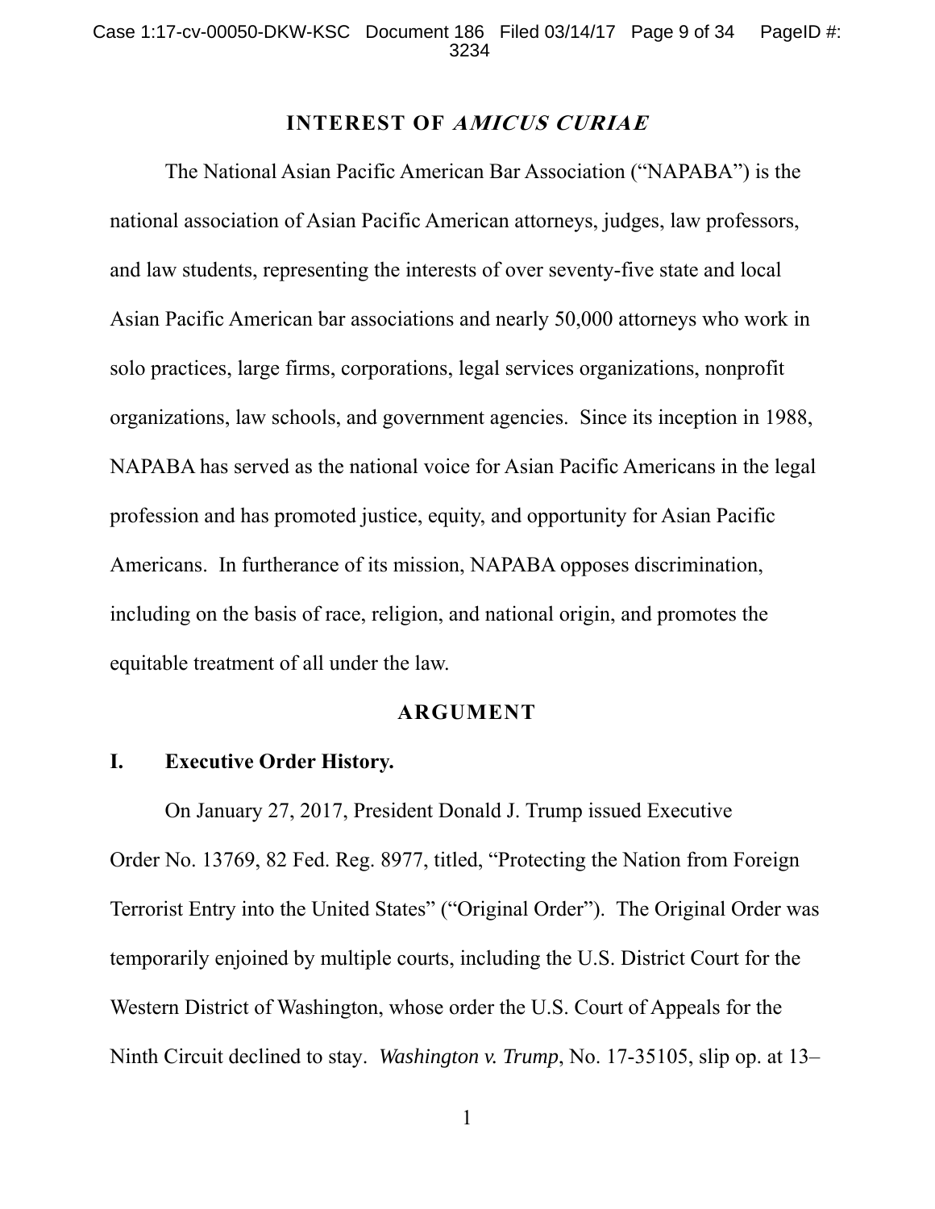## INTEREST OF *AMICUS CURIAE*

The National Asian Pacific American Bar Association ("NAPABA") is the national association of Asian Pacific American attorneys, judges, law professors, and law students, representing the interests of over seventy-five state and local Asian Pacific American bar associations and nearly 50,000 attorneys who work in solo practices, large firms, corporations, legal services organizations, nonprofit organizations, law schools, and government agencies. Since its inception in 1988, NAPABA has served as the national voice for Asian Pacific Americans in the legal profession and has promoted justice, equity, and opportunity for Asian Pacific Americans. In furtherance of its mission, NAPABA opposes discrimination, including on the basis of race, religion, and national origin, and promotes the equitable treatment of all under the law.

## ARGUMENT

### I. Executive Order History.

On January 27, 2017, President Donald J. Trump issued Executive Order No. 13769, 82 Fed. Reg. 8977, titled, "Protecting the Nation from Foreign Terrorist Entry into the United States" ("Original Order"). The Original Order was temporarily enjoined by multiple courts, including the U.S. District Court for the Western District of Washington, whose order the U.S. Court of Appeals for the Ninth Circuit declined to stay. *Washington v. Trump*, No. 17-35105, slip op. at 13–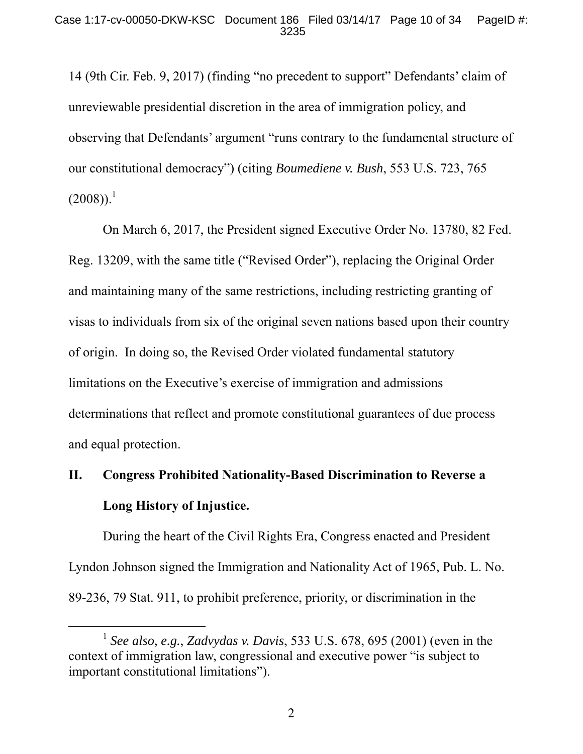14 (9th Cir. Feb. 9, 2017) (finding "no precedent to support" Defendants' claim of unreviewable presidential discretion in the area of immigration policy, and observing that Defendants' argument "runs contrary to the fundamental structure of our constitutional democracy") (citing *Boumediene v. Bush*, 553 U.S. 723, 765 (2008)).[1]

On March 6, 2017, the President signed Executive Order No. 13780, 82 Fed. Reg. 13209, with the same title ("Revised Order"), replacing the Original Order and maintaining many of the same restrictions, including restricting granting of visas to individuals from six of the original seven nations based upon their country of origin. In doing so, the Revised Order violated fundamental statutory limitations on the Executive's exercise of immigration and admissions determinations that reflect and promote constitutional guarantees of due process and equal protection.

## II. Congress Prohibited Nationality-Based Discrimination to Reverse a Long History of Injustice.

During the heart of the Civil Rights Era, Congress enacted and President Lyndon Johnson signed the Immigration and Nationality Act of 1965, Pub. L. No. 89-236, 79 Stat. 911, to prohibit preference, priority, or discrimination in the

---

[1] *See also, e.g.*, *Zadvydas v. Davis*, 533 U.S. 678, 695 (2001) (even in the context of immigration law, congressional and executive power "is subject to important constitutional limitations").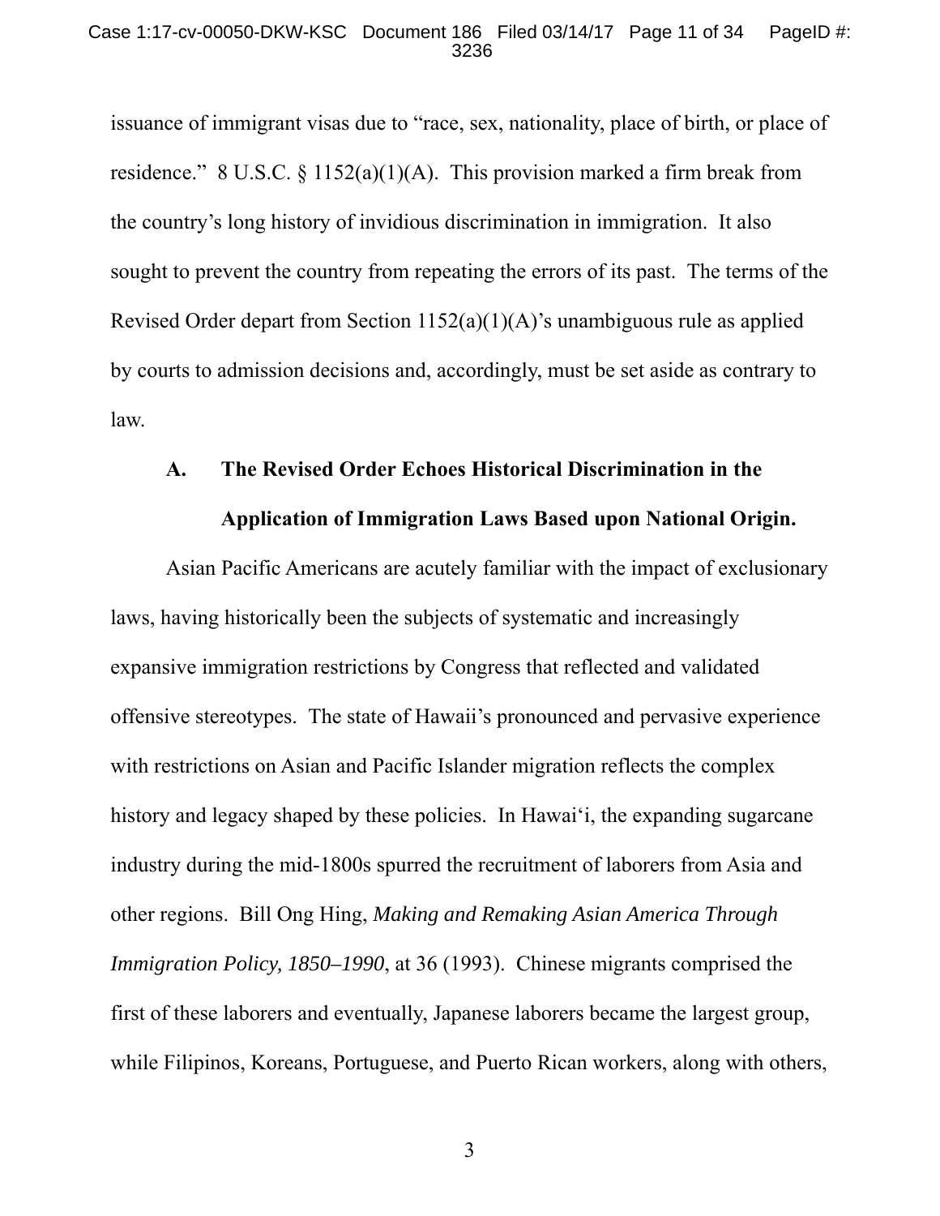issuance of immigrant visas due to "race, sex, nationality, place of birth, or place of residence." 8 U.S.C. § 1152(a)(1)(A). This provision marked a firm break from the country's long history of invidious discrimination in immigration. It also sought to prevent the country from repeating the errors of its past. The terms of the Revised Order depart from Section 1152(a)(1)(A)'s unambiguous rule as applied by courts to admission decisions and, accordingly, must be set aside as contrary to law.

### A. The Revised Order Echoes Historical Discrimination in the Application of Immigration Laws Based upon National Origin.

Asian Pacific Americans are acutely familiar with the impact of exclusionary laws, having historically been the subjects of systematic and increasingly expansive immigration restrictions by Congress that reflected and validated offensive stereotypes. The state of Hawaii's pronounced and pervasive experience with restrictions on Asian and Pacific Islander migration reflects the complex history and legacy shaped by these policies. In Hawai'i, the expanding sugarcane industry during the mid-1800s spurred the recruitment of laborers from Asia and other regions. Bill Ong Hing, *Making and Remaking Asian America Through Immigration Policy, 1850–1990*, at 36 (1993). Chinese migrants comprised the first of these laborers and eventually, Japanese laborers became the largest group, while Filipinos, Koreans, Portuguese, and Puerto Rican workers, along with others,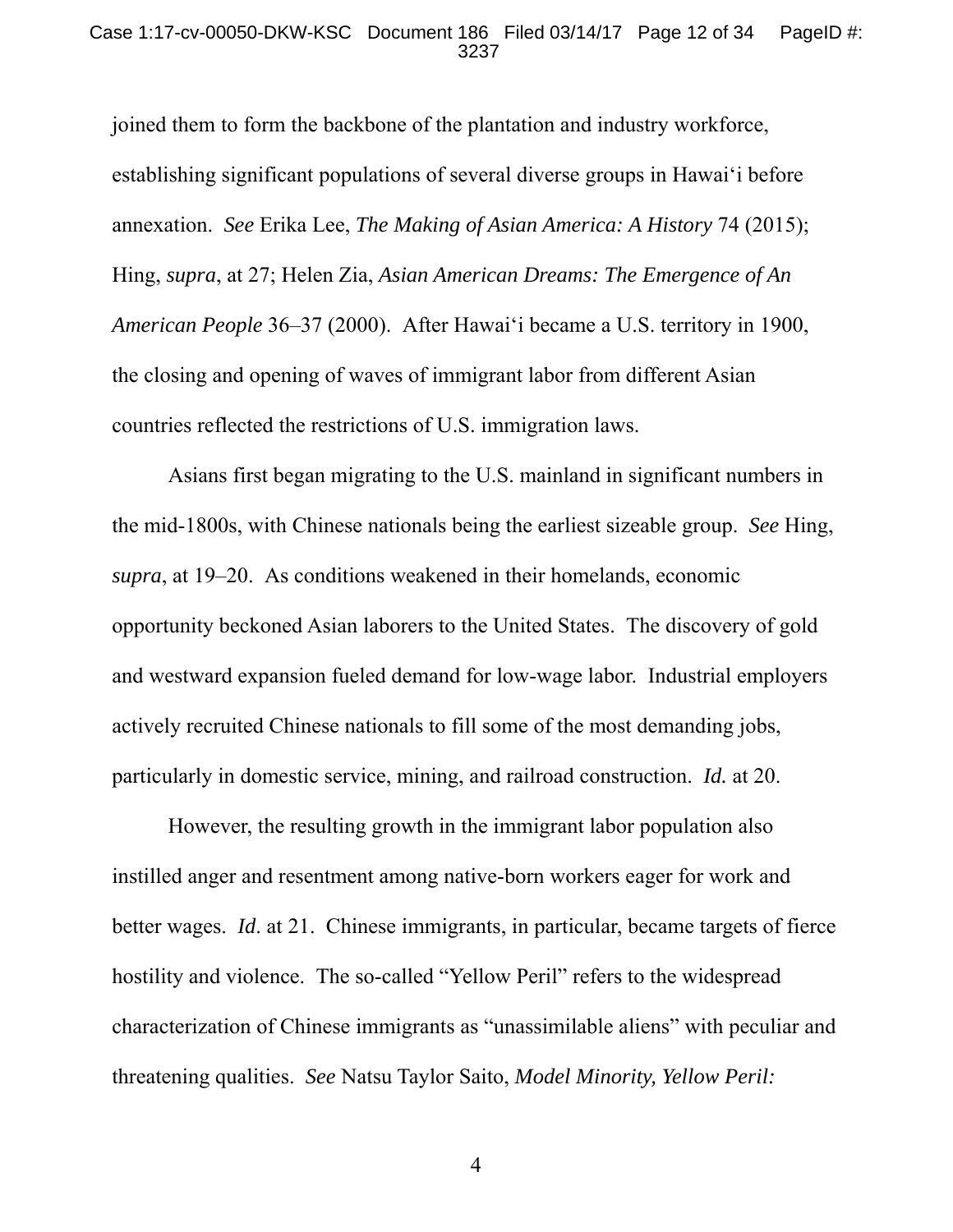joined them to form the backbone of the plantation and industry workforce, establishing significant populations of several diverse groups in Hawai‘i before annexation. *See* Erika Lee, *The Making of Asian America: A History* 74 (2015); Hing, *supra*, at 27; Helen Zia, *Asian American Dreams: The Emergence of An American People* 36–37 (2000). After Hawai‘i became a U.S. territory in 1900, the closing and opening of waves of immigrant labor from different Asian countries reflected the restrictions of U.S. immigration laws.

Asians first began migrating to the U.S. mainland in significant numbers in the mid-1800s, with Chinese nationals being the earliest sizeable group. *See* Hing, *supra*, at 19–20. As conditions weakened in their homelands, economic opportunity beckoned Asian laborers to the United States. The discovery of gold and westward expansion fueled demand for low-wage labor. Industrial employers actively recruited Chinese nationals to fill some of the most demanding jobs, particularly in domestic service, mining, and railroad construction. *Id.* at 20.

However, the resulting growth in the immigrant labor population also instilled anger and resentment among native-born workers eager for work and better wages. *Id*. at 21. Chinese immigrants, in particular, became targets of fierce hostility and violence. The so-called "Yellow Peril" refers to the widespread characterization of Chinese immigrants as "unassimilable aliens" with peculiar and threatening qualities. *See* Natsu Taylor Saito, *Model Minority, Yellow Peril:*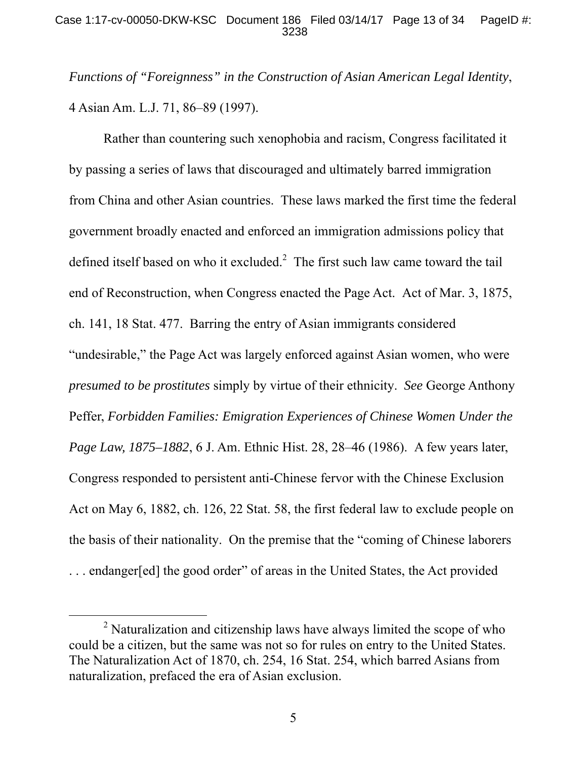*Functions of "Foreignness" in the Construction of Asian American Legal Identity*, 4 Asian Am. L.J. 71, 86–89 (1997).

Rather than countering such xenophobia and racism, Congress facilitated it by passing a series of laws that discouraged and ultimately barred immigration from China and other Asian countries. These laws marked the first time the federal government broadly enacted and enforced an immigration admissions policy that defined itself based on who it excluded.[2] The first such law came toward the tail end of Reconstruction, when Congress enacted the Page Act. Act of Mar. 3, 1875, ch. 141, 18 Stat. 477. Barring the entry of Asian immigrants considered "undesirable," the Page Act was largely enforced against Asian women, who were *presumed to be prostitutes* simply by virtue of their ethnicity. *See* George Anthony Peffer, *Forbidden Families: Emigration Experiences of Chinese Women Under the Page Law, 1875–1882*, 6 J. Am. Ethnic Hist. 28, 28–46 (1986). A few years later, Congress responded to persistent anti-Chinese fervor with the Chinese Exclusion Act on May 6, 1882, ch. 126, 22 Stat. 58, the first federal law to exclude people on the basis of their nationality. On the premise that the "coming of Chinese laborers . . . endanger[ed] the good order" of areas in the United States, the Act provided

[2] Naturalization and citizenship laws have always limited the scope of who could be a citizen, but the same was not so for rules on entry to the United States. The Naturalization Act of 1870, ch. 254, 16 Stat. 254, which barred Asians from naturalization, prefaced the era of Asian exclusion.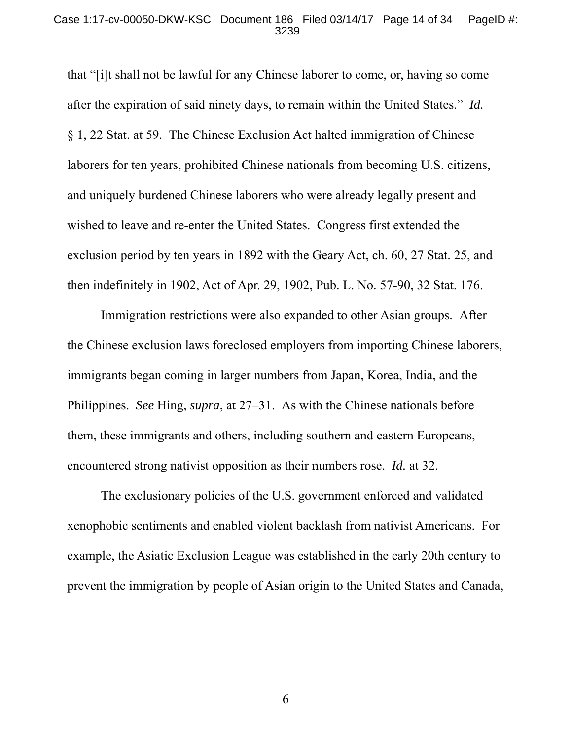that "[i]t shall not be lawful for any Chinese laborer to come, or, having so come after the expiration of said ninety days, to remain within the United States." *Id.* § 1, 22 Stat. at 59. The Chinese Exclusion Act halted immigration of Chinese laborers for ten years, prohibited Chinese nationals from becoming U.S. citizens, and uniquely burdened Chinese laborers who were already legally present and wished to leave and re-enter the United States. Congress first extended the exclusion period by ten years in 1892 with the Geary Act, ch. 60, 27 Stat. 25, and then indefinitely in 1902, Act of Apr. 29, 1902, Pub. L. No. 57-90, 32 Stat. 176.

Immigration restrictions were also expanded to other Asian groups. After the Chinese exclusion laws foreclosed employers from importing Chinese laborers, immigrants began coming in larger numbers from Japan, Korea, India, and the Philippines. *See* Hing, *supra*, at 27–31. As with the Chinese nationals before them, these immigrants and others, including southern and eastern Europeans, encountered strong nativist opposition as their numbers rose. *Id.* at 32.

The exclusionary policies of the U.S. government enforced and validated xenophobic sentiments and enabled violent backlash from nativist Americans. For example, the Asiatic Exclusion League was established in the early 20th century to prevent the immigration by people of Asian origin to the United States and Canada,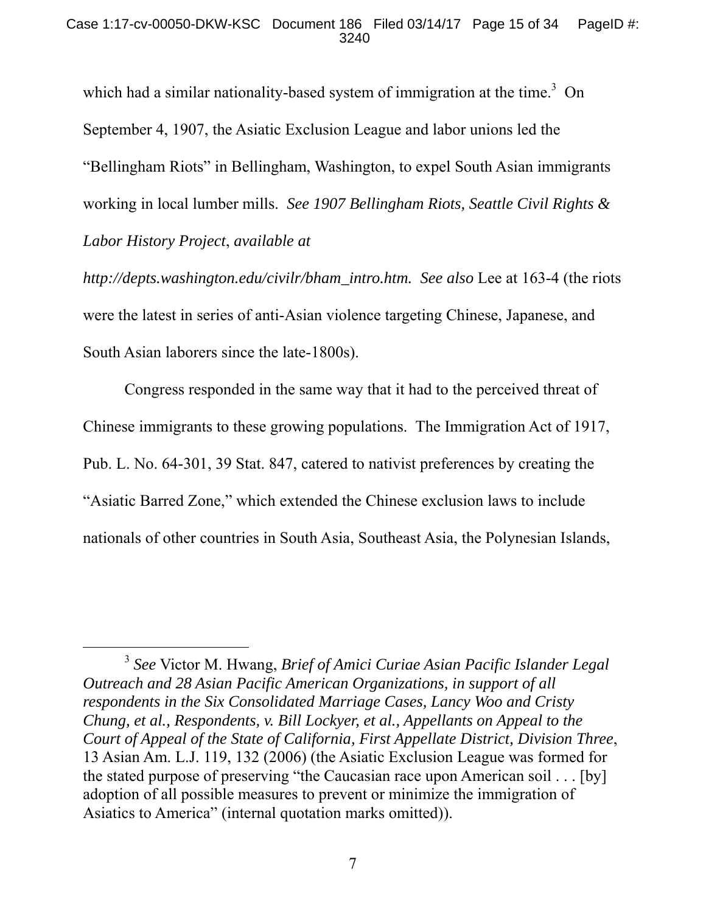which had a similar nationality-based system of immigration at the time.[3] On September 4, 1907, the Asiatic Exclusion League and labor unions led the "Bellingham Riots" in Bellingham, Washington, to expel South Asian immigrants working in local lumber mills. *See 1907 Bellingham Riots, Seattle Civil Rights & Labor History Project*, *available at http://depts.washington.edu/civilr/bham_intro.htm. See also* Lee at 163-4 (the riots were the latest in series of anti-Asian violence targeting Chinese, Japanese, and South Asian laborers since the late-1800s).

Congress responded in the same way that it had to the perceived threat of Chinese immigrants to these growing populations. The Immigration Act of 1917, Pub. L. No. 64-301, 39 Stat. 847, catered to nativist preferences by creating the "Asiatic Barred Zone," which extended the Chinese exclusion laws to include nationals of other countries in South Asia, Southeast Asia, the Polynesian Islands,

---

[3] *See* Victor M. Hwang, *Brief of Amici Curiae Asian Pacific Islander Legal Outreach and 28 Asian Pacific American Organizations, in support of all respondents in the Six Consolidated Marriage Cases, Lancy Woo and Cristy Chung, et al., Respondents, v. Bill Lockyer, et al., Appellants on Appeal to the Court of Appeal of the State of California, First Appellate District, Division Three*, 13 Asian Am. L.J. 119, 132 (2006) (the Asiatic Exclusion League was formed for the stated purpose of preserving "the Caucasian race upon American soil . . . [by] adoption of all possible measures to prevent or minimize the immigration of Asiatics to America" (internal quotation marks omitted)).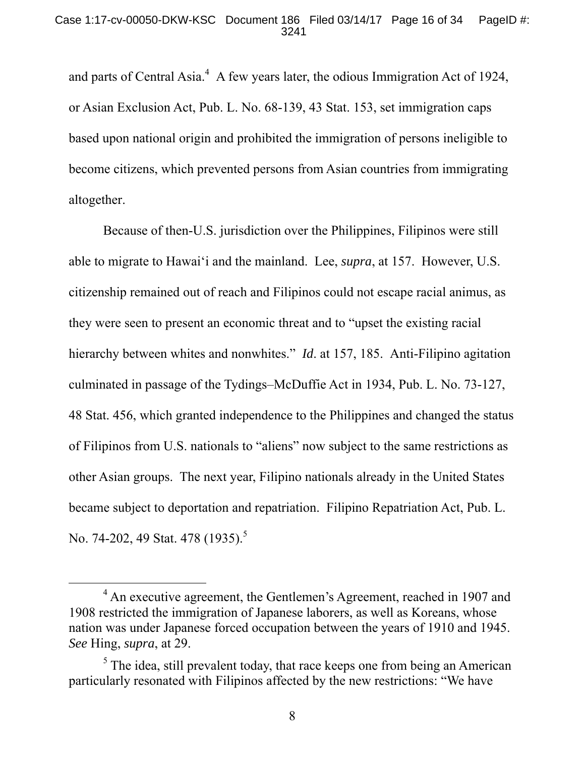and parts of Central Asia.[4] A few years later, the odious Immigration Act of 1924, or Asian Exclusion Act, Pub. L. No. 68-139, 43 Stat. 153, set immigration caps based upon national origin and prohibited the immigration of persons ineligible to become citizens, which prevented persons from Asian countries from immigrating altogether.

Because of then-U.S. jurisdiction over the Philippines, Filipinos were still able to migrate to Hawai'i and the mainland. Lee, *supra*, at 157. However, U.S. citizenship remained out of reach and Filipinos could not escape racial animus, as they were seen to present an economic threat and to "upset the existing racial hierarchy between whites and nonwhites." *Id*. at 157, 185. Anti-Filipino agitation culminated in passage of the Tydings–McDuffie Act in 1934, Pub. L. No. 73-127, 48 Stat. 456, which granted independence to the Philippines and changed the status of Filipinos from U.S. nationals to "aliens" now subject to the same restrictions as other Asian groups. The next year, Filipino nationals already in the United States became subject to deportation and repatriation. Filipino Repatriation Act, Pub. L. No. 74-202, 49 Stat. 478 (1935).[5]

---

[4] An executive agreement, the Gentlemen's Agreement, reached in 1907 and 1908 restricted the immigration of Japanese laborers, as well as Koreans, whose nation was under Japanese forced occupation between the years of 1910 and 1945. *See* Hing, *supra*, at 29.

[5] The idea, still prevalent today, that race keeps one from being an American particularly resonated with Filipinos affected by the new restrictions: "We have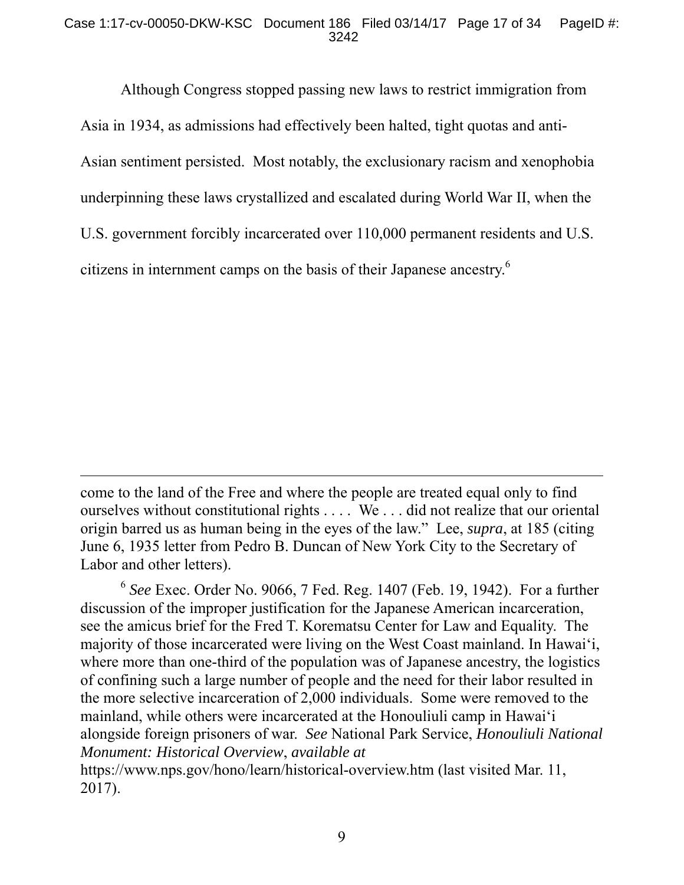Although Congress stopped passing new laws to restrict immigration from Asia in 1934, as admissions had effectively been halted, tight quotas and anti-Asian sentiment persisted. Most notably, the exclusionary racism and xenophobia underpinning these laws crystallized and escalated during World War II, when the U.S. government forcibly incarcerated over 110,000 permanent residents and U.S. citizens in internment camps on the basis of their Japanese ancestry.[6]

---

come to the land of the Free and where the people are treated equal only to find ourselves without constitutional rights . . . . We . . . did not realize that our oriental origin barred us as human being in the eyes of the law." Lee, *supra*, at 185 (citing June 6, 1935 letter from Pedro B. Duncan of New York City to the Secretary of Labor and other letters).

[6] *See* Exec. Order No. 9066, 7 Fed. Reg. 1407 (Feb. 19, 1942). For a further discussion of the improper justification for the Japanese American incarceration, see the amicus brief for the Fred T. Korematsu Center for Law and Equality. The majority of those incarcerated were living on the West Coast mainland. In Hawai‘i, where more than one-third of the population was of Japanese ancestry, the logistics of confining such a large number of people and the need for their labor resulted in the more selective incarceration of 2,000 individuals. Some were removed to the mainland, while others were incarcerated at the Honouliuli camp in Hawai‘i alongside foreign prisoners of war. *See* National Park Service, *Honouliuli National Monument: Historical Overview*, *available at* https://www.nps.gov/hono/learn/historical-overview.htm (last visited Mar. 11, 2017).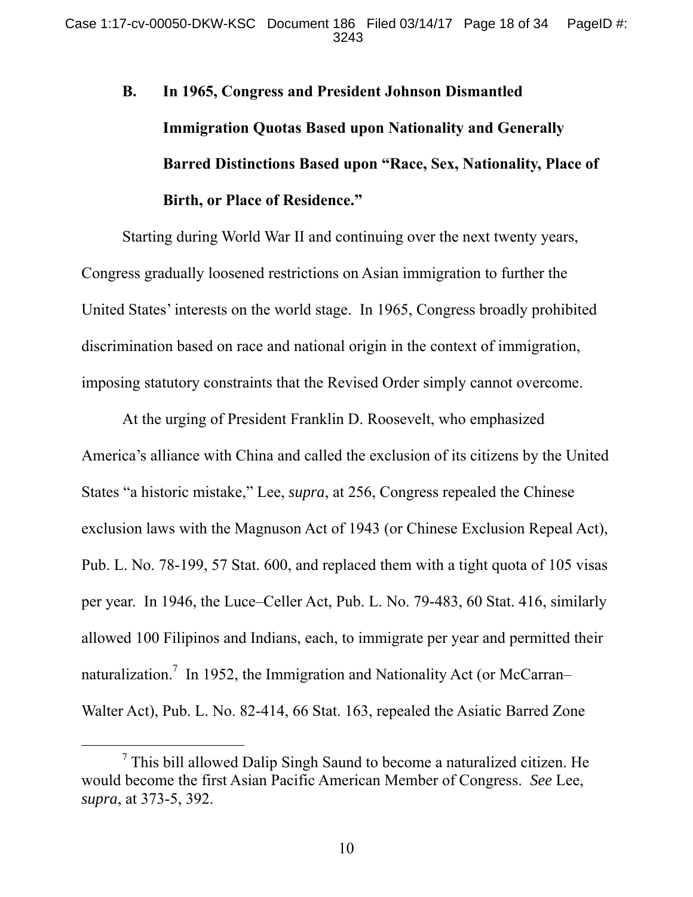### B. In 1965, Congress and President Johnson Dismantled Immigration Quotas Based upon Nationality and Generally Barred Distinctions Based upon "Race, Sex, Nationality, Place of Birth, or Place of Residence."

Starting during World War II and continuing over the next twenty years, Congress gradually loosened restrictions on Asian immigration to further the United States' interests on the world stage. In 1965, Congress broadly prohibited discrimination based on race and national origin in the context of immigration, imposing statutory constraints that the Revised Order simply cannot overcome.

At the urging of President Franklin D. Roosevelt, who emphasized America's alliance with China and called the exclusion of its citizens by the United States "a historic mistake," Lee, *supra*, at 256, Congress repealed the Chinese exclusion laws with the Magnuson Act of 1943 (or Chinese Exclusion Repeal Act), Pub. L. No. 78-199, 57 Stat. 600, and replaced them with a tight quota of 105 visas per year. In 1946, the Luce–Celler Act, Pub. L. No. 79-483, 60 Stat. 416, similarly allowed 100 Filipinos and Indians, each, to immigrate per year and permitted their naturalization.[7] In 1952, the Immigration and Nationality Act (or McCarran–Walter Act), Pub. L. No. 82-414, 66 Stat. 163, repealed the Asiatic Barred Zone

---

[7] This bill allowed Dalip Singh Saund to become a naturalized citizen. He would become the first Asian Pacific American Member of Congress. *See* Lee, *supra*, at 373-5, 392.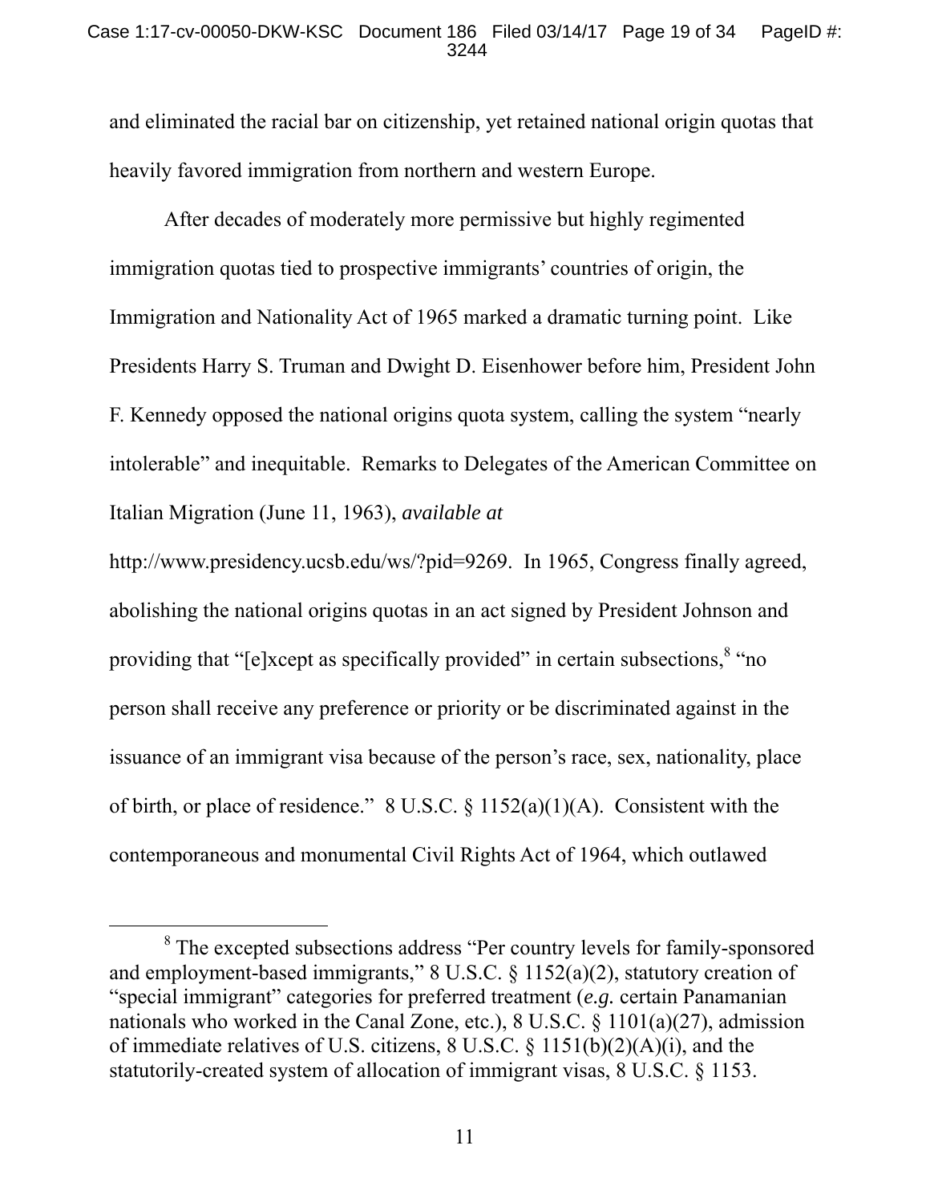and eliminated the racial bar on citizenship, yet retained national origin quotas that heavily favored immigration from northern and western Europe.

After decades of moderately more permissive but highly regimented immigration quotas tied to prospective immigrants' countries of origin, the Immigration and Nationality Act of 1965 marked a dramatic turning point. Like Presidents Harry S. Truman and Dwight D. Eisenhower before him, President John F. Kennedy opposed the national origins quota system, calling the system "nearly intolerable" and inequitable. Remarks to Delegates of the American Committee on Italian Migration (June 11, 1963), *available at* http://www.presidency.ucsb.edu/ws/?pid=9269. In 1965, Congress finally agreed, abolishing the national origins quotas in an act signed by President Johnson and providing that "[e]xcept as specifically provided" in certain subsections,[8] "no person shall receive any preference or priority or be discriminated against in the issuance of an immigrant visa because of the person's race, sex, nationality, place of birth, or place of residence." 8 U.S.C. § 1152(a)(1)(A). Consistent with the contemporaneous and monumental Civil Rights Act of 1964, which outlawed

---

[8] The excepted subsections address "Per country levels for family-sponsored and employment-based immigrants," 8 U.S.C. § 1152(a)(2), statutory creation of "special immigrant" categories for preferred treatment (*e.g.* certain Panamanian nationals who worked in the Canal Zone, etc.), 8 U.S.C. § 1101(a)(27), admission of immediate relatives of U.S. citizens, 8 U.S.C. § 1151(b)(2)(A)(i), and the statutorily-created system of allocation of immigrant visas, 8 U.S.C. § 1153.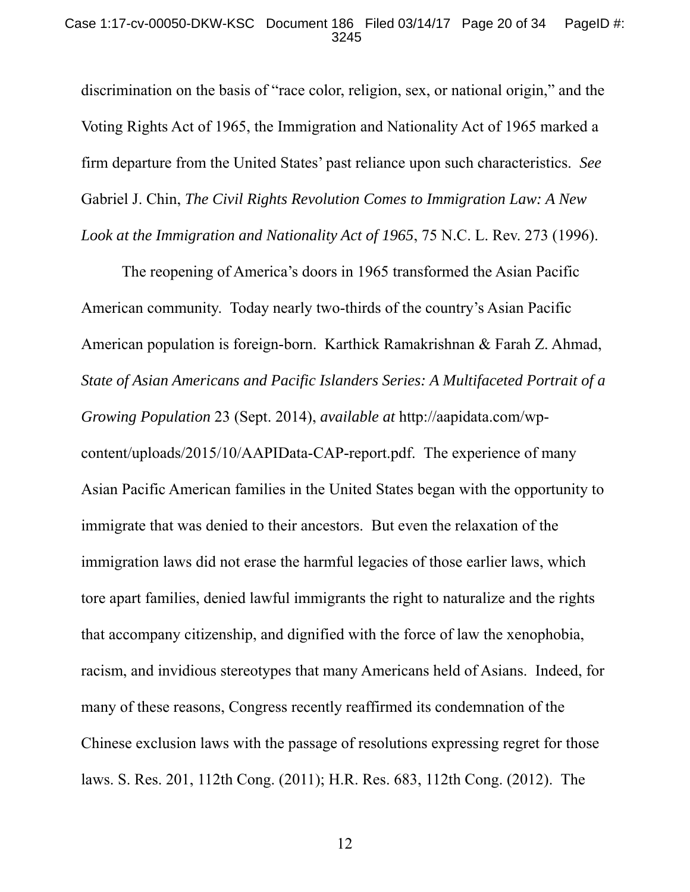discrimination on the basis of "race color, religion, sex, or national origin," and the Voting Rights Act of 1965, the Immigration and Nationality Act of 1965 marked a firm departure from the United States' past reliance upon such characteristics. *See* Gabriel J. Chin, *The Civil Rights Revolution Comes to Immigration Law: A New Look at the Immigration and Nationality Act of 1965*, 75 N.C. L. Rev. 273 (1996).

The reopening of America's doors in 1965 transformed the Asian Pacific American community. Today nearly two-thirds of the country's Asian Pacific American population is foreign-born. Karthick Ramakrishnan & Farah Z. Ahmad, *State of Asian Americans and Pacific Islanders Series: A Multifaceted Portrait of a Growing Population* 23 (Sept. 2014), *available at* http://aapidata.com/wp-content/uploads/2015/10/AAPIData-CAP-report.pdf. The experience of many Asian Pacific American families in the United States began with the opportunity to immigrate that was denied to their ancestors. But even the relaxation of the immigration laws did not erase the harmful legacies of those earlier laws, which tore apart families, denied lawful immigrants the right to naturalize and the rights that accompany citizenship, and dignified with the force of law the xenophobia, racism, and invidious stereotypes that many Americans held of Asians. Indeed, for many of these reasons, Congress recently reaffirmed its condemnation of the Chinese exclusion laws with the passage of resolutions expressing regret for those laws. S. Res. 201, 112th Cong. (2011); H.R. Res. 683, 112th Cong. (2012). The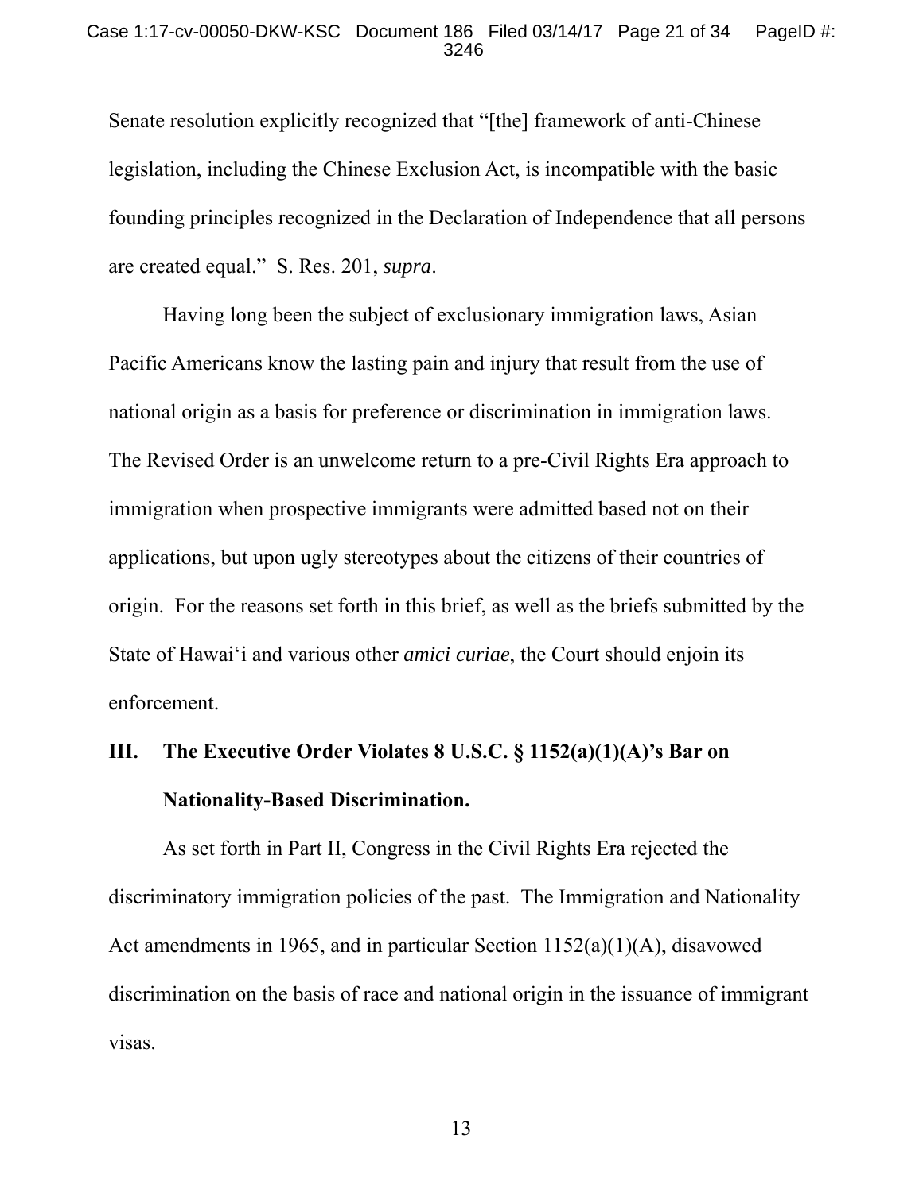Senate resolution explicitly recognized that "[the] framework of anti-Chinese legislation, including the Chinese Exclusion Act, is incompatible with the basic founding principles recognized in the Declaration of Independence that all persons are created equal." S. Res. 201, *supra*.

Having long been the subject of exclusionary immigration laws, Asian Pacific Americans know the lasting pain and injury that result from the use of national origin as a basis for preference or discrimination in immigration laws. The Revised Order is an unwelcome return to a pre-Civil Rights Era approach to immigration when prospective immigrants were admitted based not on their applications, but upon ugly stereotypes about the citizens of their countries of origin. For the reasons set forth in this brief, as well as the briefs submitted by the State of Hawai'i and various other *amici curiae*, the Court should enjoin its enforcement.

## III. The Executive Order Violates 8 U.S.C. § 1152(a)(1)(A)'s Bar on Nationality-Based Discrimination.

As set forth in Part II, Congress in the Civil Rights Era rejected the discriminatory immigration policies of the past. The Immigration and Nationality Act amendments in 1965, and in particular Section 1152(a)(1)(A), disavowed discrimination on the basis of race and national origin in the issuance of immigrant visas.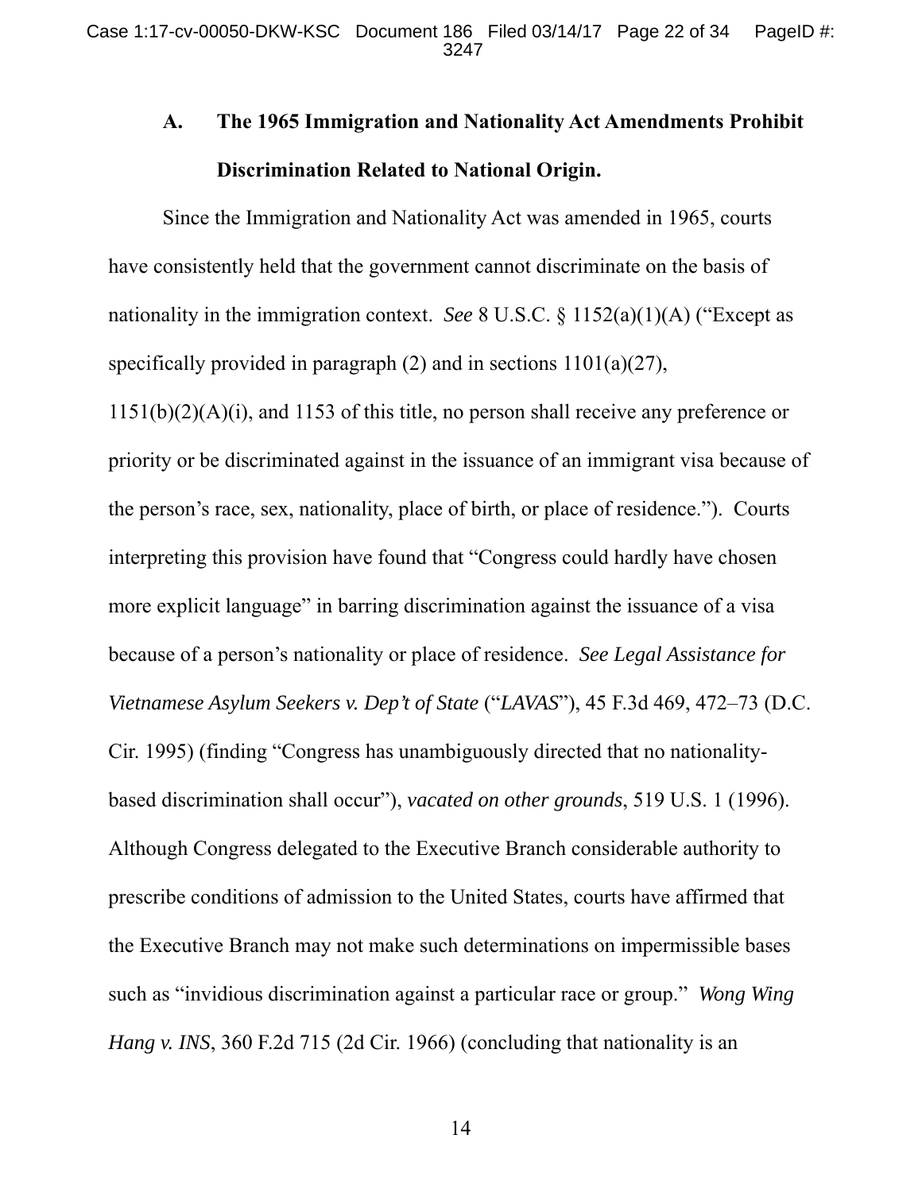### A. The 1965 Immigration and Nationality Act Amendments Prohibit Discrimination Related to National Origin.

Since the Immigration and Nationality Act was amended in 1965, courts have consistently held that the government cannot discriminate on the basis of nationality in the immigration context. *See* 8 U.S.C. § 1152(a)(1)(A) ("Except as specifically provided in paragraph (2) and in sections 1101(a)(27), 1151(b)(2)(A)(i), and 1153 of this title, no person shall receive any preference or priority or be discriminated against in the issuance of an immigrant visa because of the person's race, sex, nationality, place of birth, or place of residence."). Courts interpreting this provision have found that "Congress could hardly have chosen more explicit language" in barring discrimination against the issuance of a visa because of a person's nationality or place of residence. *See Legal Assistance for Vietnamese Asylum Seekers v. Dep't of State* ("*LAVAS*"), 45 F.3d 469, 472–73 (D.C. Cir. 1995) (finding "Congress has unambiguously directed that no nationality-based discrimination shall occur"), *vacated on other grounds*, 519 U.S. 1 (1996). Although Congress delegated to the Executive Branch considerable authority to prescribe conditions of admission to the United States, courts have affirmed that the Executive Branch may not make such determinations on impermissible bases such as "invidious discrimination against a particular race or group." *Wong Wing Hang v. INS*, 360 F.2d 715 (2d Cir. 1966) (concluding that nationality is an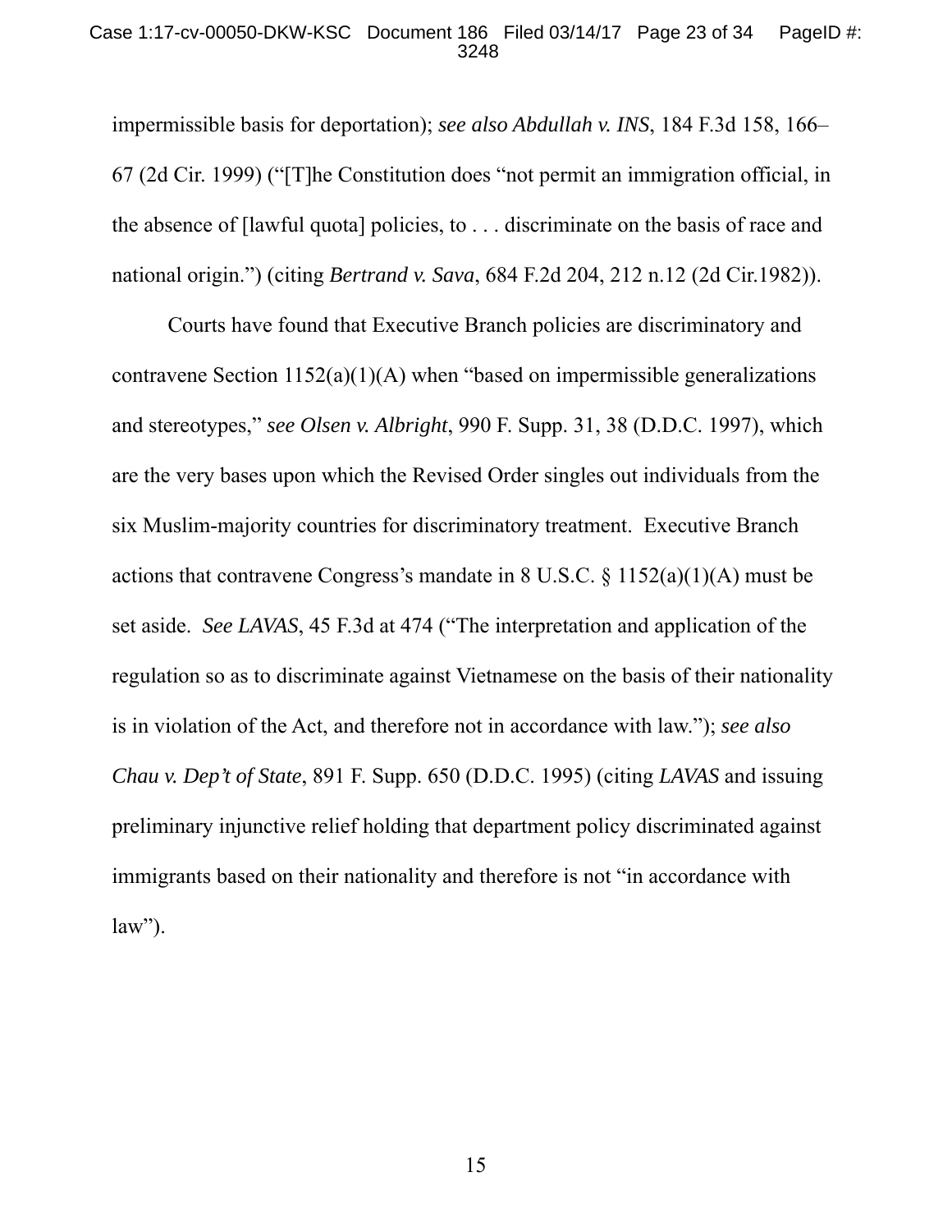impermissible basis for deportation); *see also Abdullah v. INS*, 184 F.3d 158, 166–67 (2d Cir. 1999) ("[T]he Constitution does "not permit an immigration official, in the absence of [lawful quota] policies, to . . . discriminate on the basis of race and national origin.") (citing *Bertrand v. Sava*, 684 F.2d 204, 212 n.12 (2d Cir.1982)).

Courts have found that Executive Branch policies are discriminatory and contravene Section 1152(a)(1)(A) when "based on impermissible generalizations and stereotypes," *see Olsen v. Albright*, 990 F. Supp. 31, 38 (D.D.C. 1997), which are the very bases upon which the Revised Order singles out individuals from the six Muslim-majority countries for discriminatory treatment. Executive Branch actions that contravene Congress's mandate in 8 U.S.C. § 1152(a)(1)(A) must be set aside. *See LAVAS*, 45 F.3d at 474 ("The interpretation and application of the regulation so as to discriminate against Vietnamese on the basis of their nationality is in violation of the Act, and therefore not in accordance with law."); *see also Chau v. Dep't of State*, 891 F. Supp. 650 (D.D.C. 1995) (citing *LAVAS* and issuing preliminary injunctive relief holding that department policy discriminated against immigrants based on their nationality and therefore is not "in accordance with law").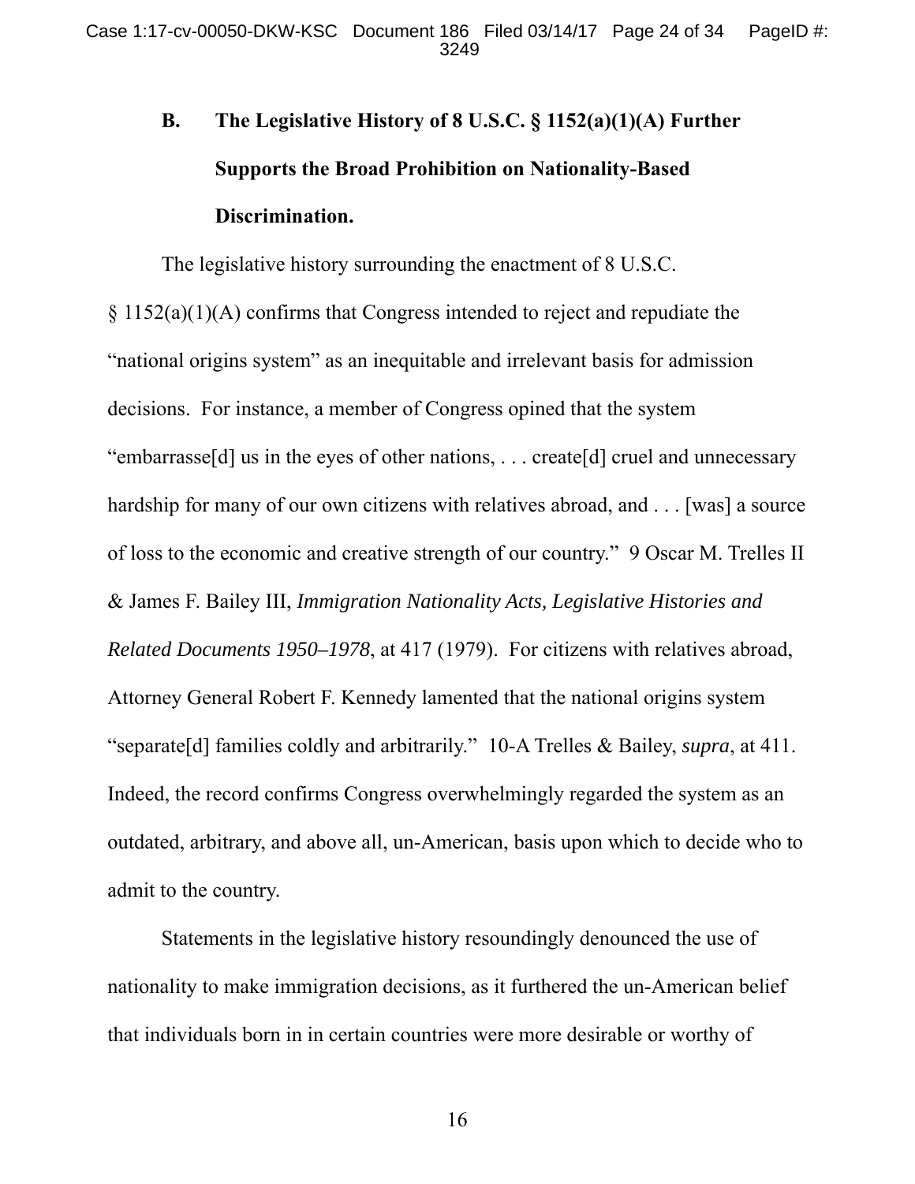### B. The Legislative History of 8 U.S.C. § 1152(a)(1)(A) Further Supports the Broad Prohibition on Nationality-Based Discrimination.

The legislative history surrounding the enactment of 8 U.S.C. § 1152(a)(1)(A) confirms that Congress intended to reject and repudiate the "national origins system" as an inequitable and irrelevant basis for admission decisions. For instance, a member of Congress opined that the system "embarrasse[d] us in the eyes of other nations, . . . create[d] cruel and unnecessary hardship for many of our own citizens with relatives abroad, and . . . [was] a source of loss to the economic and creative strength of our country." 9 Oscar M. Trelles II & James F. Bailey III, *Immigration Nationality Acts, Legislative Histories and Related Documents 1950–1978*, at 417 (1979). For citizens with relatives abroad, Attorney General Robert F. Kennedy lamented that the national origins system "separate[d] families coldly and arbitrarily." 10-A Trelles & Bailey, *supra*, at 411. Indeed, the record confirms Congress overwhelmingly regarded the system as an outdated, arbitrary, and above all, un-American, basis upon which to decide who to admit to the country.

Statements in the legislative history resoundingly denounced the use of nationality to make immigration decisions, as it furthered the un-American belief that individuals born in in certain countries were more desirable or worthy of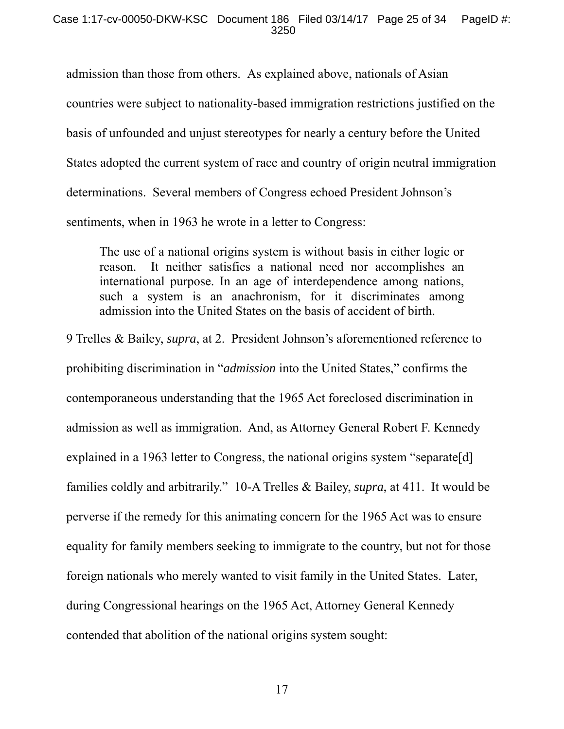admission than those from others. As explained above, nationals of Asian countries were subject to nationality-based immigration restrictions justified on the basis of unfounded and unjust stereotypes for nearly a century before the United States adopted the current system of race and country of origin neutral immigration determinations. Several members of Congress echoed President Johnson's sentiments, when in 1963 he wrote in a letter to Congress:

> The use of a national origins system is without basis in either logic or reason. It neither satisfies a national need nor accomplishes an international purpose. In an age of interdependence among nations, such a system is an anachronism, for it discriminates among admission into the United States on the basis of accident of birth.

9 Trelles & Bailey, *supra*, at 2. President Johnson's aforementioned reference to prohibiting discrimination in "*admission* into the United States," confirms the contemporaneous understanding that the 1965 Act foreclosed discrimination in admission as well as immigration. And, as Attorney General Robert F. Kennedy explained in a 1963 letter to Congress, the national origins system "separate[d] families coldly and arbitrarily." 10-A Trelles & Bailey, *supra*, at 411. It would be perverse if the remedy for this animating concern for the 1965 Act was to ensure equality for family members seeking to immigrate to the country, but not for those foreign nationals who merely wanted to visit family in the United States. Later, during Congressional hearings on the 1965 Act, Attorney General Kennedy contended that abolition of the national origins system sought: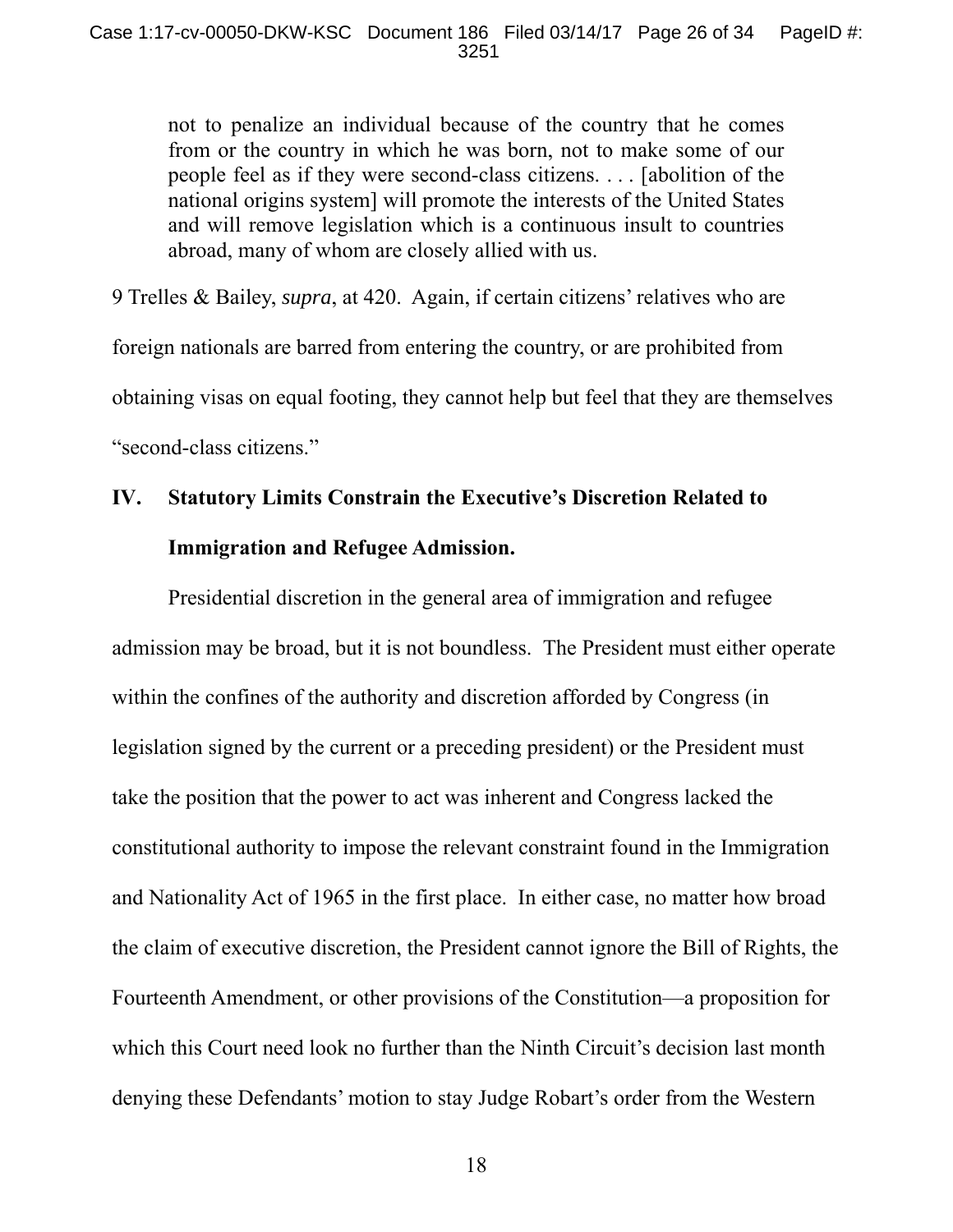> not to penalize an individual because of the country that he comes from or the country in which he was born, not to make some of our people feel as if they were second-class citizens. . . . [abolition of the national origins system] will promote the interests of the United States and will remove legislation which is a continuous insult to countries abroad, many of whom are closely allied with us.

9 Trelles & Bailey, *supra*, at 420. Again, if certain citizens' relatives who are foreign nationals are barred from entering the country, or are prohibited from obtaining visas on equal footing, they cannot help but feel that they are themselves "second-class citizens."

## IV. Statutory Limits Constrain the Executive's Discretion Related to Immigration and Refugee Admission.

Presidential discretion in the general area of immigration and refugee admission may be broad, but it is not boundless. The President must either operate within the confines of the authority and discretion afforded by Congress (in legislation signed by the current or a preceding president) or the President must take the position that the power to act was inherent and Congress lacked the constitutional authority to impose the relevant constraint found in the Immigration and Nationality Act of 1965 in the first place. In either case, no matter how broad the claim of executive discretion, the President cannot ignore the Bill of Rights, the Fourteenth Amendment, or other provisions of the Constitution—a proposition for which this Court need look no further than the Ninth Circuit's decision last month denying these Defendants' motion to stay Judge Robart's order from the Western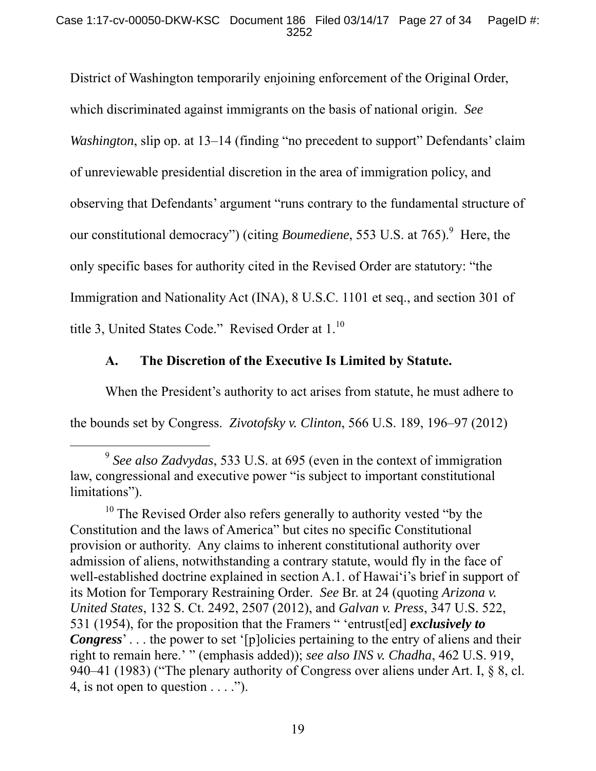District of Washington temporarily enjoining enforcement of the Original Order, which discriminated against immigrants on the basis of national origin. *See Washington*, slip op. at 13–14 (finding "no precedent to support" Defendants' claim of unreviewable presidential discretion in the area of immigration policy, and observing that Defendants' argument "runs contrary to the fundamental structure of our constitutional democracy") (citing *Boumediene*, 553 U.S. at 765).[9] Here, the only specific bases for authority cited in the Revised Order are statutory: "the Immigration and Nationality Act (INA), 8 U.S.C. 1101 et seq., and section 301 of title 3, United States Code." Revised Order at 1.[10]

### A. The Discretion of the Executive Is Limited by Statute.

When the President's authority to act arises from statute, he must adhere to the bounds set by Congress. *Zivotofsky v. Clinton*, 566 U.S. 189, 196–97 (2012)

---

[9] *See also Zadvydas*, 533 U.S. at 695 (even in the context of immigration law, congressional and executive power "is subject to important constitutional limitations").

[10] The Revised Order also refers generally to authority vested "by the Constitution and the laws of America" but cites no specific Constitutional provision or authority. Any claims to inherent constitutional authority over admission of aliens, notwithstanding a contrary statute, would fly in the face of well-established doctrine explained in section A.1. of Hawai‘i's brief in support of its Motion for Temporary Restraining Order. *See* Br. at 24 (quoting *Arizona v. United States*, 132 S. Ct. 2492, 2507 (2012), and *Galvan v. Press*, 347 U.S. 522, 531 (1954), for the proposition that the Framers " 'entrust[ed] ***exclusively to Congress***' . . . the power to set '[p]olicies pertaining to the entry of aliens and their right to remain here.' " (emphasis added)); *see also INS v. Chadha*, 462 U.S. 919, 940–41 (1983) ("The plenary authority of Congress over aliens under Art. I, § 8, cl. 4, is not open to question . . . .").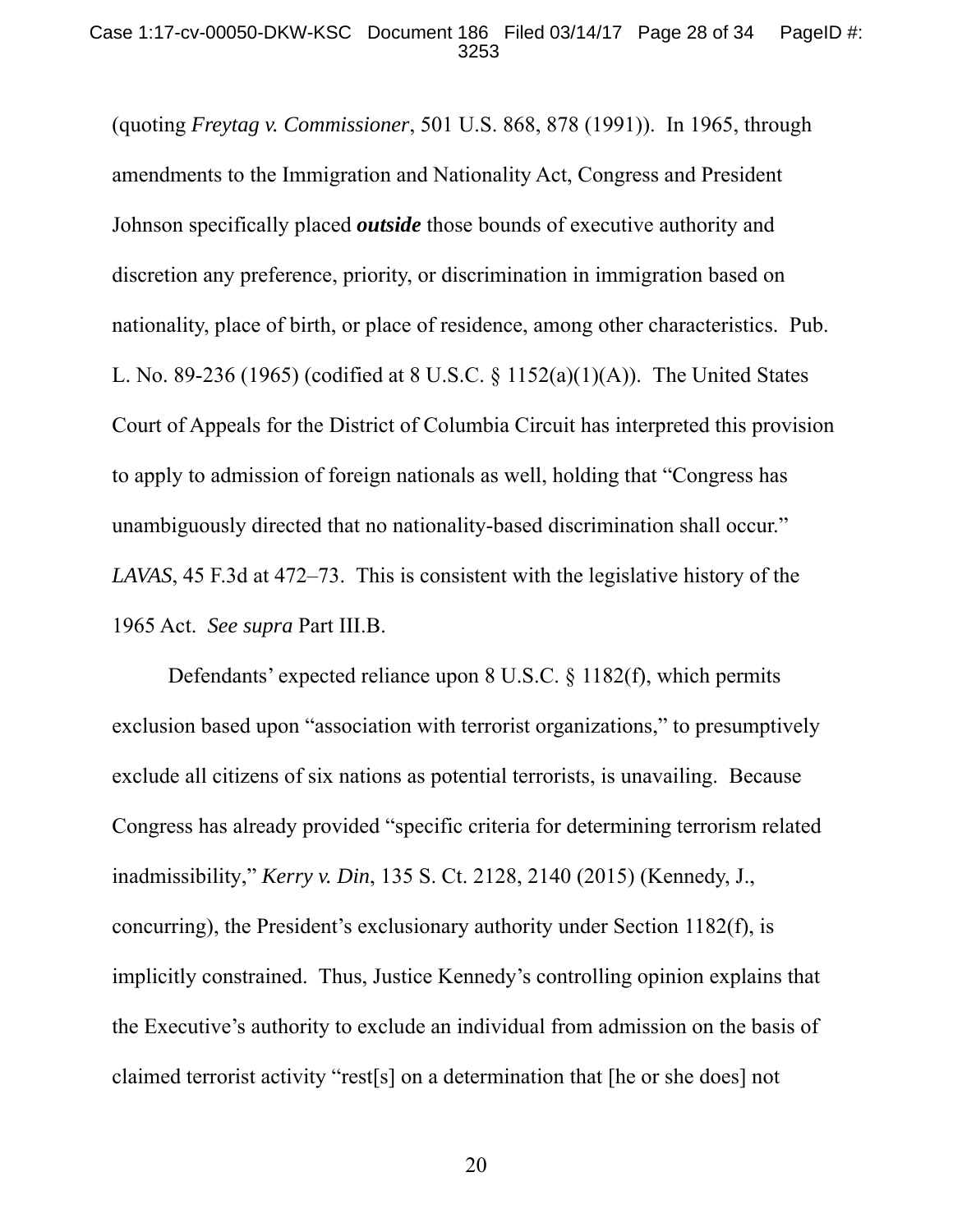(quoting *Freytag v. Commissioner*, 501 U.S. 868, 878 (1991)). In 1965, through amendments to the Immigration and Nationality Act, Congress and President Johnson specifically placed ***outside*** those bounds of executive authority and discretion any preference, priority, or discrimination in immigration based on nationality, place of birth, or place of residence, among other characteristics. Pub. L. No. 89-236 (1965) (codified at 8 U.S.C. § 1152(a)(1)(A)). The United States Court of Appeals for the District of Columbia Circuit has interpreted this provision to apply to admission of foreign nationals as well, holding that "Congress has unambiguously directed that no nationality-based discrimination shall occur." *LAVAS*, 45 F.3d at 472–73. This is consistent with the legislative history of the 1965 Act. *See supra* Part III.B.

Defendants' expected reliance upon 8 U.S.C. § 1182(f), which permits exclusion based upon "association with terrorist organizations," to presumptively exclude all citizens of six nations as potential terrorists, is unavailing. Because Congress has already provided "specific criteria for determining terrorism related inadmissibility," *Kerry v. Din*, 135 S. Ct. 2128, 2140 (2015) (Kennedy, J., concurring), the President's exclusionary authority under Section 1182(f), is implicitly constrained. Thus, Justice Kennedy's controlling opinion explains that the Executive's authority to exclude an individual from admission on the basis of claimed terrorist activity "rest[s] on a determination that [he or she does] not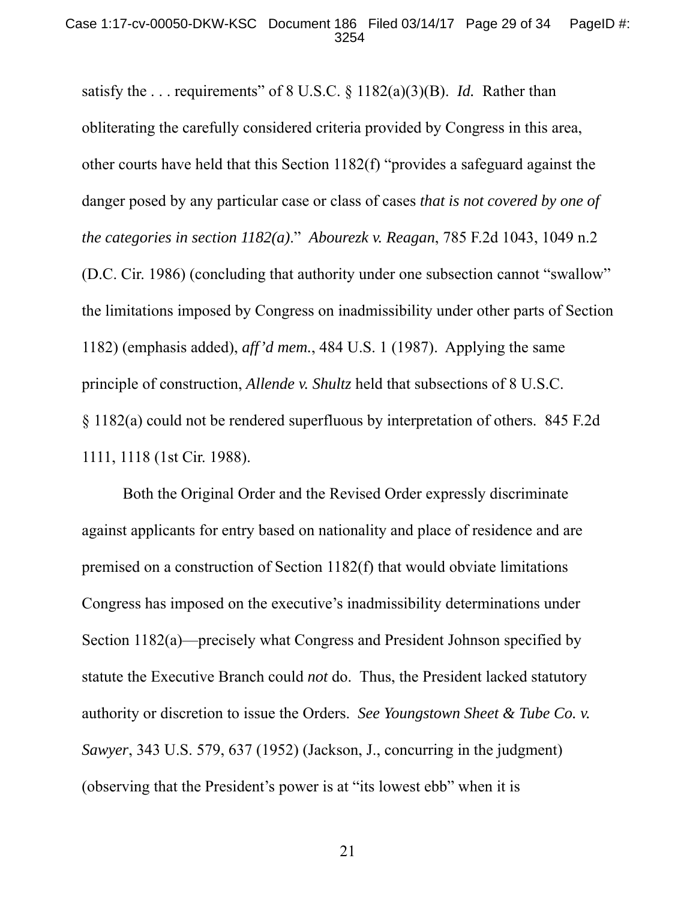satisfy the . . . requirements" of 8 U.S.C. § 1182(a)(3)(B). *Id.* Rather than obliterating the carefully considered criteria provided by Congress in this area, other courts have held that this Section 1182(f) "provides a safeguard against the danger posed by any particular case or class of cases *that is not covered by one of the categories in section 1182(a)*." *Abourezk v. Reagan*, 785 F.2d 1043, 1049 n.2 (D.C. Cir. 1986) (concluding that authority under one subsection cannot "swallow" the limitations imposed by Congress on inadmissibility under other parts of Section 1182) (emphasis added), *aff'd mem.*, 484 U.S. 1 (1987). Applying the same principle of construction, *Allende v. Shultz* held that subsections of 8 U.S.C. § 1182(a) could not be rendered superfluous by interpretation of others. 845 F.2d 1111, 1118 (1st Cir. 1988).

Both the Original Order and the Revised Order expressly discriminate against applicants for entry based on nationality and place of residence and are premised on a construction of Section 1182(f) that would obviate limitations Congress has imposed on the executive's inadmissibility determinations under Section 1182(a)—precisely what Congress and President Johnson specified by statute the Executive Branch could *not* do. Thus, the President lacked statutory authority or discretion to issue the Orders. *See Youngstown Sheet & Tube Co. v. Sawyer*, 343 U.S. 579, 637 (1952) (Jackson, J., concurring in the judgment) (observing that the President's power is at "its lowest ebb" when it is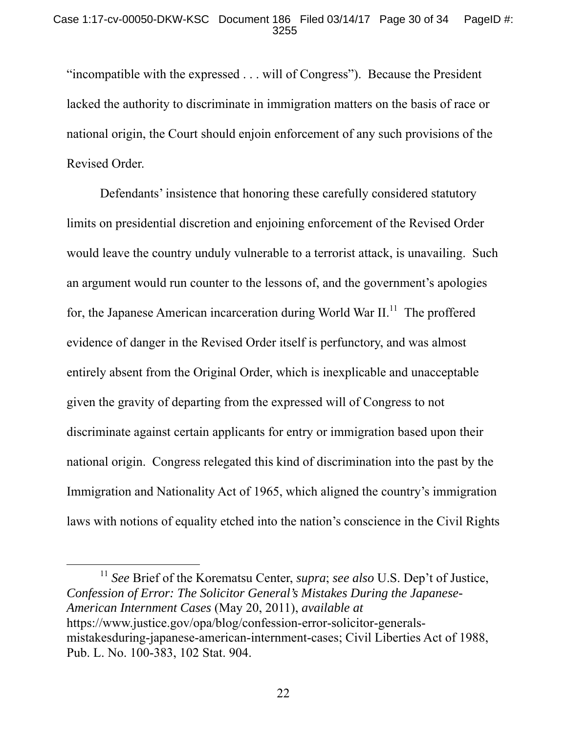"incompatible with the expressed . . . will of Congress"). Because the President lacked the authority to discriminate in immigration matters on the basis of race or national origin, the Court should enjoin enforcement of any such provisions of the Revised Order.

Defendants' insistence that honoring these carefully considered statutory limits on presidential discretion and enjoining enforcement of the Revised Order would leave the country unduly vulnerable to a terrorist attack, is unavailing. Such an argument would run counter to the lessons of, and the government's apologies for, the Japanese American incarceration during World War II.[11] The proffered evidence of danger in the Revised Order itself is perfunctory, and was almost entirely absent from the Original Order, which is inexplicable and unacceptable given the gravity of departing from the expressed will of Congress to not discriminate against certain applicants for entry or immigration based upon their national origin. Congress relegated this kind of discrimination into the past by the Immigration and Nationality Act of 1965, which aligned the country's immigration laws with notions of equality etched into the nation's conscience in the Civil Rights

[11] *See* Brief of the Korematsu Center, *supra*; *see also* U.S. Dep't of Justice, *Confession of Error: The Solicitor General's Mistakes During the Japanese-American Internment Cases* (May 20, 2011), *available at* https://www.justice.gov/opa/blog/confession-error-solicitor-generals-mistakesduring-japanese-american-internment-cases; Civil Liberties Act of 1988, Pub. L. No. 100-383, 102 Stat. 904.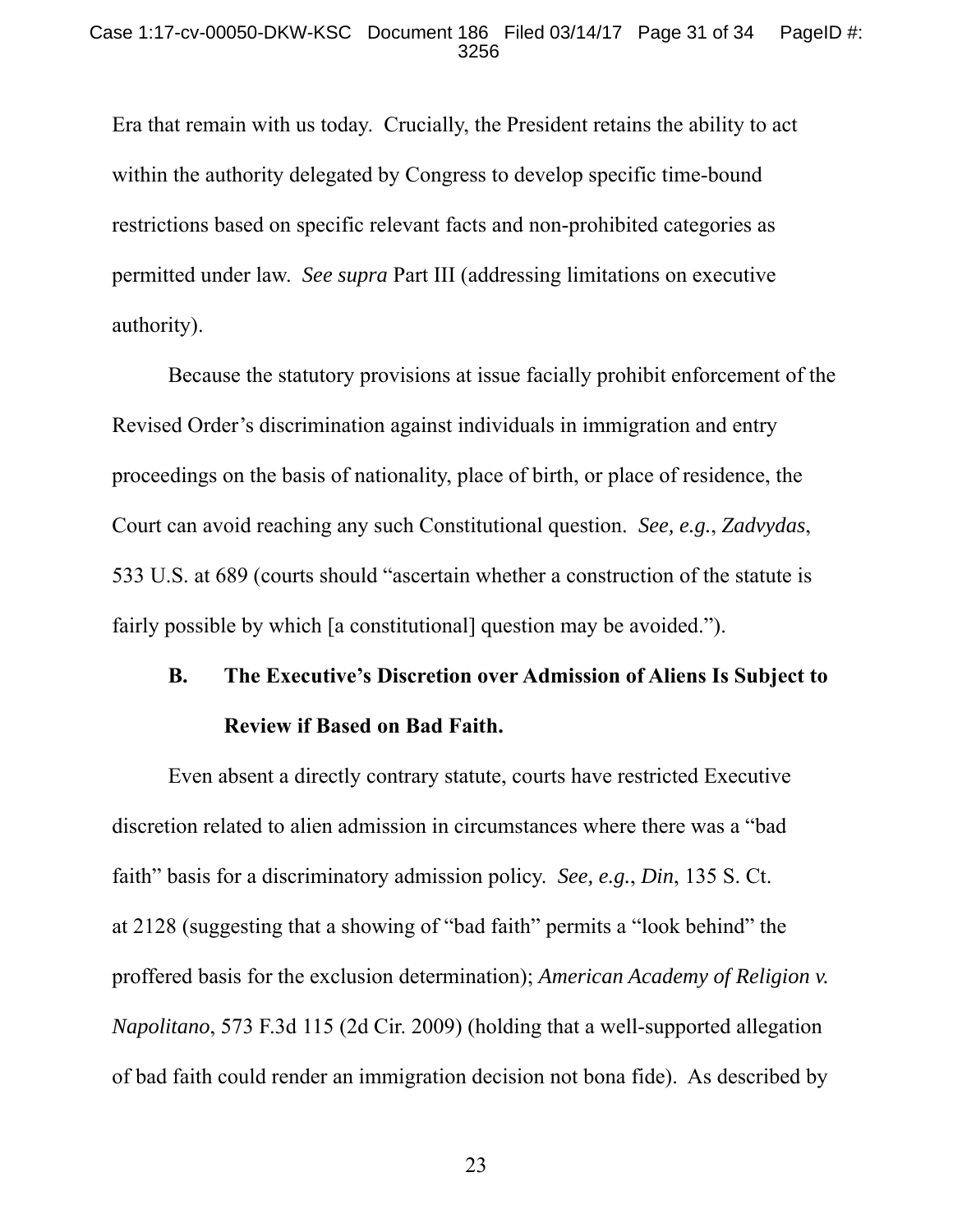Era that remain with us today. Crucially, the President retains the ability to act within the authority delegated by Congress to develop specific time-bound restrictions based on specific relevant facts and non-prohibited categories as permitted under law. *See supra* Part III (addressing limitations on executive authority).

Because the statutory provisions at issue facially prohibit enforcement of the Revised Order's discrimination against individuals in immigration and entry proceedings on the basis of nationality, place of birth, or place of residence, the Court can avoid reaching any such Constitutional question. *See, e.g.*, *Zadvydas*, 533 U.S. at 689 (courts should "ascertain whether a construction of the statute is fairly possible by which [a constitutional] question may be avoided.").

### B. The Executive's Discretion over Admission of Aliens Is Subject to Review if Based on Bad Faith.

Even absent a directly contrary statute, courts have restricted Executive discretion related to alien admission in circumstances where there was a "bad faith" basis for a discriminatory admission policy. *See, e.g.*, *Din*, 135 S. Ct. at 2128 (suggesting that a showing of "bad faith" permits a "look behind" the proffered basis for the exclusion determination); *American Academy of Religion v. Napolitano*, 573 F.3d 115 (2d Cir. 2009) (holding that a well-supported allegation of bad faith could render an immigration decision not bona fide). As described by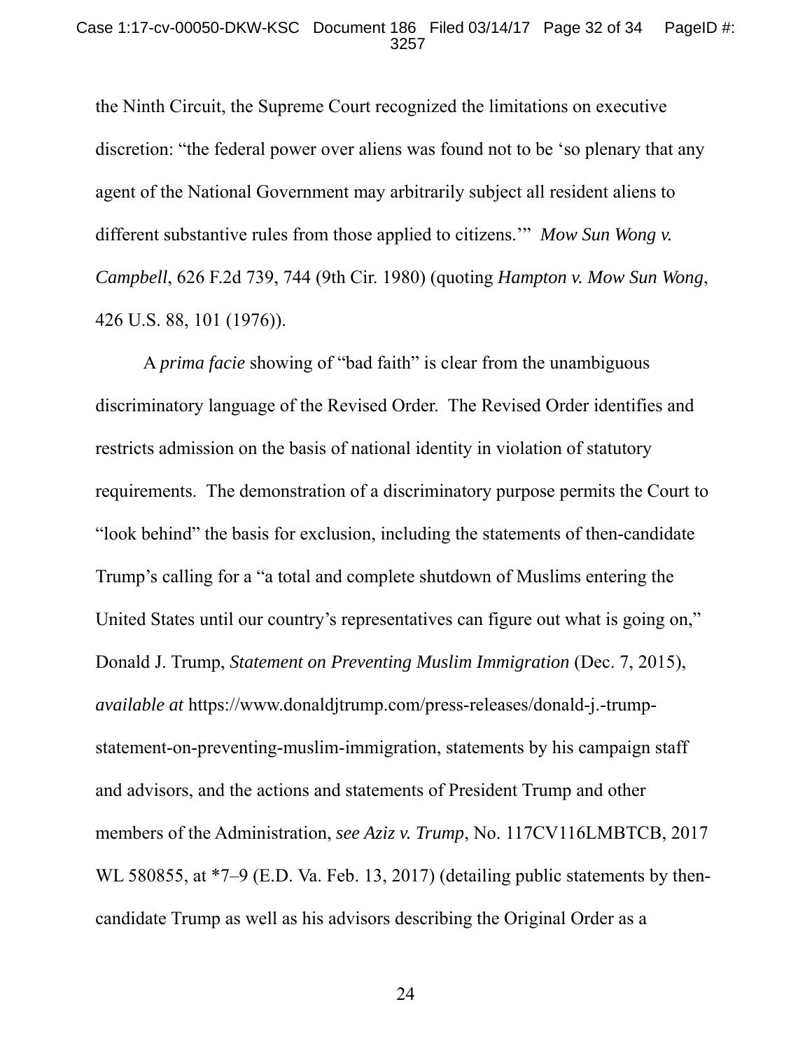the Ninth Circuit, the Supreme Court recognized the limitations on executive discretion: "the federal power over aliens was found not to be 'so plenary that any agent of the National Government may arbitrarily subject all resident aliens to different substantive rules from those applied to citizens.'" *Mow Sun Wong v. Campbell*, 626 F.2d 739, 744 (9th Cir. 1980) (quoting *Hampton v. Mow Sun Wong*, 426 U.S. 88, 101 (1976)).

A *prima facie* showing of "bad faith" is clear from the unambiguous discriminatory language of the Revised Order. The Revised Order identifies and restricts admission on the basis of national identity in violation of statutory requirements. The demonstration of a discriminatory purpose permits the Court to "look behind" the basis for exclusion, including the statements of then-candidate Trump's calling for a "a total and complete shutdown of Muslims entering the United States until our country's representatives can figure out what is going on," Donald J. Trump, *Statement on Preventing Muslim Immigration* (Dec. 7, 2015), *available at* https://www.donaldjtrump.com/press-releases/donald-j.-trump-statement-on-preventing-muslim-immigration, statements by his campaign staff and advisors, and the actions and statements of President Trump and other members of the Administration, *see Aziz v. Trump*, No. 117CV116LMBTCB, 2017 WL 580855, at *7–9 (E.D. Va. Feb. 13, 2017) (detailing public statements by then-candidate Trump as well as his advisors describing the Original Order as a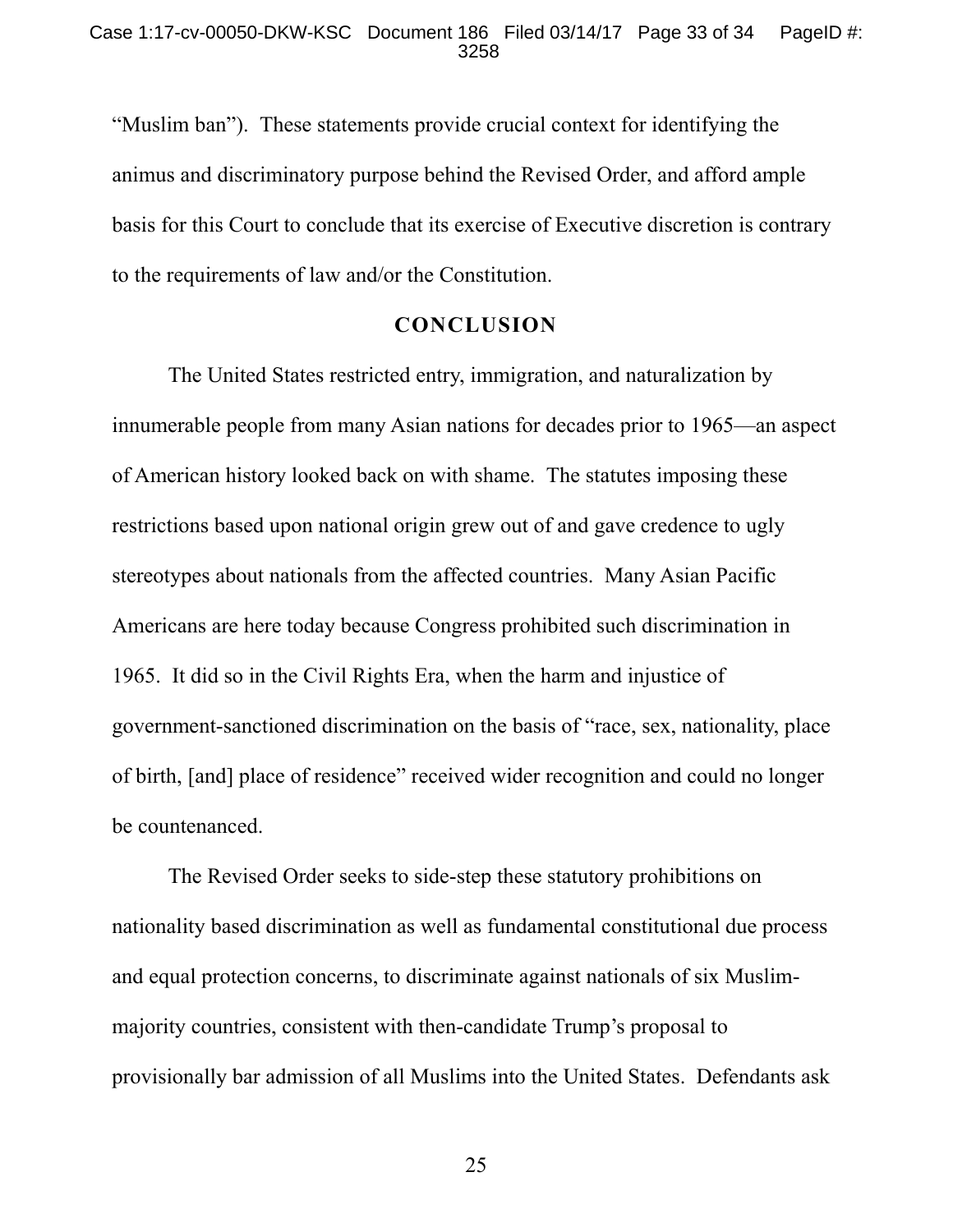"Muslim ban"). These statements provide crucial context for identifying the animus and discriminatory purpose behind the Revised Order, and afford ample basis for this Court to conclude that its exercise of Executive discretion is contrary to the requirements of law and/or the Constitution.

## CONCLUSION

The United States restricted entry, immigration, and naturalization by innumerable people from many Asian nations for decades prior to 1965—an aspect of American history looked back on with shame. The statutes imposing these restrictions based upon national origin grew out of and gave credence to ugly stereotypes about nationals from the affected countries. Many Asian Pacific Americans are here today because Congress prohibited such discrimination in 1965. It did so in the Civil Rights Era, when the harm and injustice of government-sanctioned discrimination on the basis of "race, sex, nationality, place of birth, [and] place of residence" received wider recognition and could no longer be countenanced.

The Revised Order seeks to side-step these statutory prohibitions on nationality based discrimination as well as fundamental constitutional due process and equal protection concerns, to discriminate against nationals of six Muslim-majority countries, consistent with then-candidate Trump's proposal to provisionally bar admission of all Muslims into the United States. Defendants ask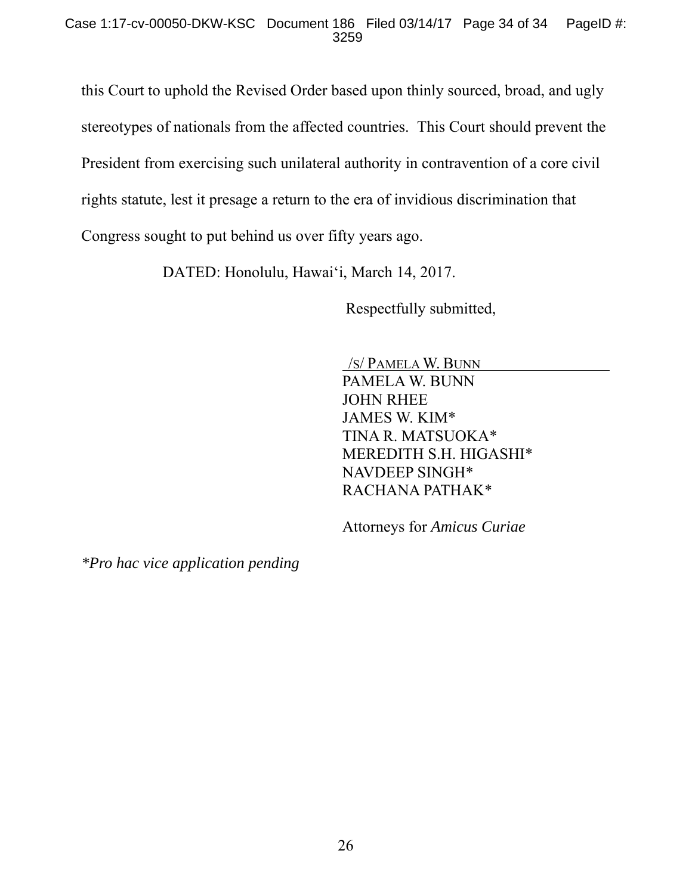this Court to uphold the Revised Order based upon thinly sourced, broad, and ugly stereotypes of nationals from the affected countries. This Court should prevent the President from exercising such unilateral authority in contravention of a core civil rights statute, lest it presage a return to the era of invidious discrimination that Congress sought to put behind us over fifty years ago.

DATED: Honolulu, Hawai‘i, March 14, 2017.

Respectfully submitted,

/S/ PAMELA W. BUNN
PAMELA W. BUNN
JOHN RHEE
JAMES W. KIM*
TINA R. MATSUOKA*
MEREDITH S.H. HIGASHI*
NAVDEEP SINGH*
RACHANA PATHAK*

Attorneys for *Amicus Curiae*

*\*Pro hac vice application pending*